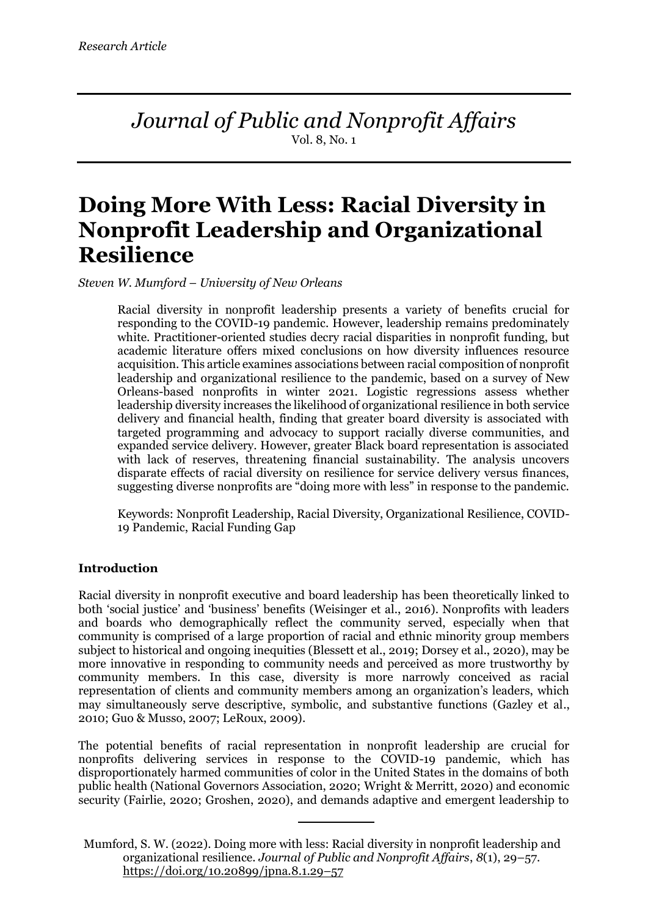*Research Article*

*Journal of Public and Nonprofit Affairs*
Vol. 8, No. 1

# Doing More With Less: Racial Diversity in Nonprofit Leadership and Organizational Resilience

*Steven W. Mumford – University of New Orleans*

Racial diversity in nonprofit leadership presents a variety of benefits crucial for responding to the COVID-19 pandemic. However, leadership remains predominately white. Practitioner-oriented studies decry racial disparities in nonprofit funding, but academic literature offers mixed conclusions on how diversity influences resource acquisition. This article examines associations between racial composition of nonprofit leadership and organizational resilience to the pandemic, based on a survey of New Orleans-based nonprofits in winter 2021. Logistic regressions assess whether leadership diversity increases the likelihood of organizational resilience in both service delivery and financial health, finding that greater board diversity is associated with targeted programming and advocacy to support racially diverse communities, and expanded service delivery. However, greater Black board representation is associated with lack of reserves, threatening financial sustainability. The analysis uncovers disparate effects of racial diversity on resilience for service delivery versus finances, suggesting diverse nonprofits are "doing more with less" in response to the pandemic.

Keywords: Nonprofit Leadership, Racial Diversity, Organizational Resilience, COVID-19 Pandemic, Racial Funding Gap

## Introduction

Racial diversity in nonprofit executive and board leadership has been theoretically linked to both 'social justice' and 'business' benefits (Weisinger et al., 2016). Nonprofits with leaders and boards who demographically reflect the community served, especially when that community is comprised of a large proportion of racial and ethnic minority group members subject to historical and ongoing inequities (Blessett et al., 2019; Dorsey et al., 2020), may be more innovative in responding to community needs and perceived as more trustworthy by community members. In this case, diversity is more narrowly conceived as racial representation of clients and community members among an organization's leaders, which may simultaneously serve descriptive, symbolic, and substantive functions (Gazley et al., 2010; Guo & Musso, 2007; LeRoux, 2009).

The potential benefits of racial representation in nonprofit leadership are crucial for nonprofits delivering services in response to the COVID-19 pandemic, which has disproportionately harmed communities of color in the United States in the domains of both public health (National Governors Association, 2020; Wright & Merritt, 2020) and economic security (Fairlie, 2020; Groshen, 2020), and demands adaptive and emergent leadership to

---

Mumford, S. W. (2022). Doing more with less: Racial diversity in nonprofit leadership and organizational resilience. *Journal of Public and Nonprofit Affairs*, *8*(1), 29–57. https://doi.org/10.20899/jpna.8.1.29–57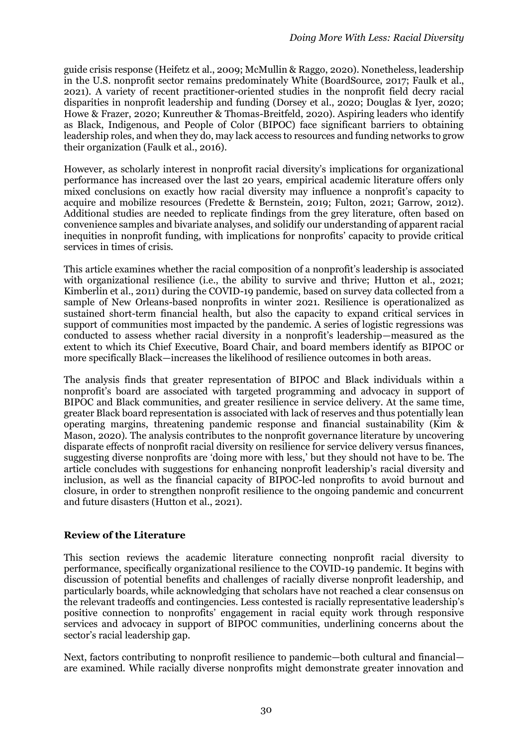guide crisis response (Heifetz et al., 2009; McMullin & Raggo, 2020). Nonetheless, leadership in the U.S. nonprofit sector remains predominately White (BoardSource, 2017; Faulk et al., 2021). A variety of recent practitioner-oriented studies in the nonprofit field decry racial disparities in nonprofit leadership and funding (Dorsey et al., 2020; Douglas & Iyer, 2020; Howe & Frazer, 2020; Kunreuther & Thomas-Breitfeld, 2020). Aspiring leaders who identify as Black, Indigenous, and People of Color (BIPOC) face significant barriers to obtaining leadership roles, and when they do, may lack access to resources and funding networks to grow their organization (Faulk et al., 2016).

However, as scholarly interest in nonprofit racial diversity's implications for organizational performance has increased over the last 20 years, empirical academic literature offers only mixed conclusions on exactly how racial diversity may influence a nonprofit's capacity to acquire and mobilize resources (Fredette & Bernstein, 2019; Fulton, 2021; Garrow, 2012). Additional studies are needed to replicate findings from the grey literature, often based on convenience samples and bivariate analyses, and solidify our understanding of apparent racial inequities in nonprofit funding, with implications for nonprofits' capacity to provide critical services in times of crisis.

This article examines whether the racial composition of a nonprofit's leadership is associated with organizational resilience (i.e., the ability to survive and thrive; Hutton et al., 2021; Kimberlin et al., 2011) during the COVID-19 pandemic, based on survey data collected from a sample of New Orleans-based nonprofits in winter 2021. Resilience is operationalized as sustained short-term financial health, but also the capacity to expand critical services in support of communities most impacted by the pandemic. A series of logistic regressions was conducted to assess whether racial diversity in a nonprofit's leadership—measured as the extent to which its Chief Executive, Board Chair, and board members identify as BIPOC or more specifically Black—increases the likelihood of resilience outcomes in both areas.

The analysis finds that greater representation of BIPOC and Black individuals within a nonprofit's board are associated with targeted programming and advocacy in support of BIPOC and Black communities, and greater resilience in service delivery. At the same time, greater Black board representation is associated with lack of reserves and thus potentially lean operating margins, threatening pandemic response and financial sustainability (Kim & Mason, 2020). The analysis contributes to the nonprofit governance literature by uncovering disparate effects of nonprofit racial diversity on resilience for service delivery versus finances, suggesting diverse nonprofits are 'doing more with less,' but they should not have to be. The article concludes with suggestions for enhancing nonprofit leadership's racial diversity and inclusion, as well as the financial capacity of BIPOC-led nonprofits to avoid burnout and closure, in order to strengthen nonprofit resilience to the ongoing pandemic and concurrent and future disasters (Hutton et al., 2021).

## Review of the Literature

This section reviews the academic literature connecting nonprofit racial diversity to performance, specifically organizational resilience to the COVID-19 pandemic. It begins with discussion of potential benefits and challenges of racially diverse nonprofit leadership, and particularly boards, while acknowledging that scholars have not reached a clear consensus on the relevant tradeoffs and contingencies. Less contested is racially representative leadership's positive connection to nonprofits' engagement in racial equity work through responsive services and advocacy in support of BIPOC communities, underlining concerns about the sector's racial leadership gap.

Next, factors contributing to nonprofit resilience to pandemic—both cultural and financial—are examined. While racially diverse nonprofits might demonstrate greater innovation and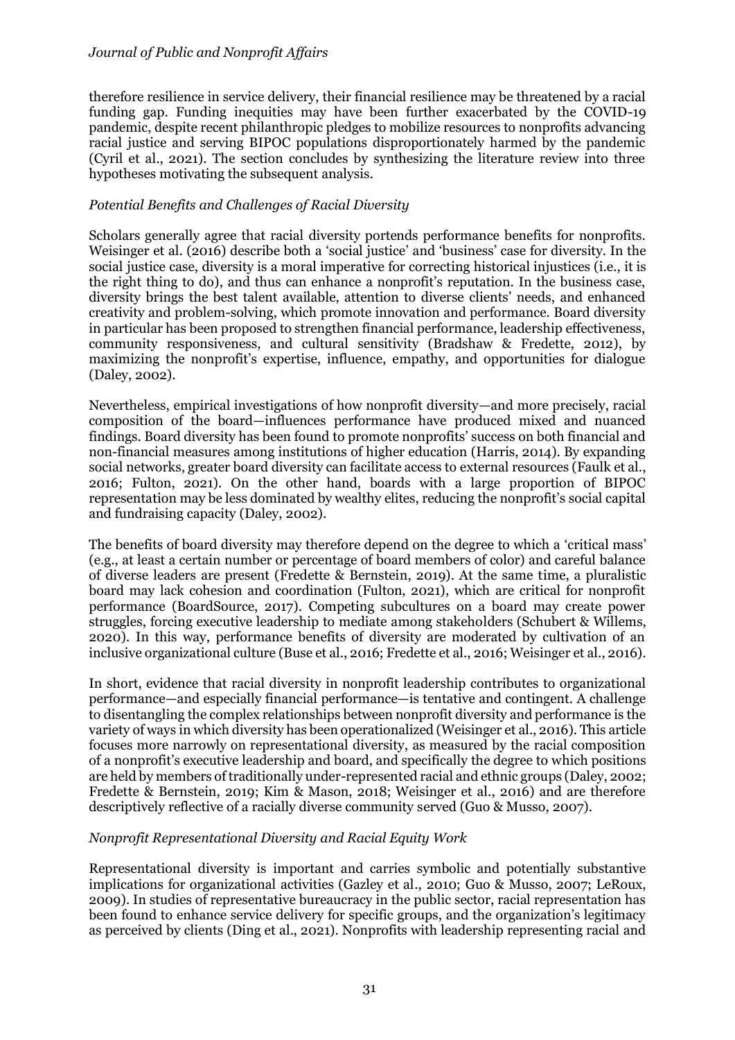therefore resilience in service delivery, their financial resilience may be threatened by a racial funding gap. Funding inequities may have been further exacerbated by the COVID-19 pandemic, despite recent philanthropic pledges to mobilize resources to nonprofits advancing racial justice and serving BIPOC populations disproportionately harmed by the pandemic (Cyril et al., 2021). The section concludes by synthesizing the literature review into three hypotheses motivating the subsequent analysis.

### *Potential Benefits and Challenges of Racial Diversity*

Scholars generally agree that racial diversity portends performance benefits for nonprofits. Weisinger et al. (2016) describe both a 'social justice' and 'business' case for diversity. In the social justice case, diversity is a moral imperative for correcting historical injustices (i.e., it is the right thing to do), and thus can enhance a nonprofit's reputation. In the business case, diversity brings the best talent available, attention to diverse clients' needs, and enhanced creativity and problem-solving, which promote innovation and performance. Board diversity in particular has been proposed to strengthen financial performance, leadership effectiveness, community responsiveness, and cultural sensitivity (Bradshaw & Fredette, 2012), by maximizing the nonprofit's expertise, influence, empathy, and opportunities for dialogue (Daley, 2002).

Nevertheless, empirical investigations of how nonprofit diversity—and more precisely, racial composition of the board—influences performance have produced mixed and nuanced findings. Board diversity has been found to promote nonprofits' success on both financial and non-financial measures among institutions of higher education (Harris, 2014). By expanding social networks, greater board diversity can facilitate access to external resources (Faulk et al., 2016; Fulton, 2021). On the other hand, boards with a large proportion of BIPOC representation may be less dominated by wealthy elites, reducing the nonprofit's social capital and fundraising capacity (Daley, 2002).

The benefits of board diversity may therefore depend on the degree to which a 'critical mass' (e.g., at least a certain number or percentage of board members of color) and careful balance of diverse leaders are present (Fredette & Bernstein, 2019). At the same time, a pluralistic board may lack cohesion and coordination (Fulton, 2021), which are critical for nonprofit performance (BoardSource, 2017). Competing subcultures on a board may create power struggles, forcing executive leadership to mediate among stakeholders (Schubert & Willems, 2020). In this way, performance benefits of diversity are moderated by cultivation of an inclusive organizational culture (Buse et al., 2016; Fredette et al., 2016; Weisinger et al., 2016).

In short, evidence that racial diversity in nonprofit leadership contributes to organizational performance—and especially financial performance—is tentative and contingent. A challenge to disentangling the complex relationships between nonprofit diversity and performance is the variety of ways in which diversity has been operationalized (Weisinger et al., 2016). This article focuses more narrowly on representational diversity, as measured by the racial composition of a nonprofit's executive leadership and board, and specifically the degree to which positions are held by members of traditionally under-represented racial and ethnic groups (Daley, 2002; Fredette & Bernstein, 2019; Kim & Mason, 2018; Weisinger et al., 2016) and are therefore descriptively reflective of a racially diverse community served (Guo & Musso, 2007).

### *Nonprofit Representational Diversity and Racial Equity Work*

Representational diversity is important and carries symbolic and potentially substantive implications for organizational activities (Gazley et al., 2010; Guo & Musso, 2007; LeRoux, 2009). In studies of representative bureaucracy in the public sector, racial representation has been found to enhance service delivery for specific groups, and the organization's legitimacy as perceived by clients (Ding et al., 2021). Nonprofits with leadership representing racial and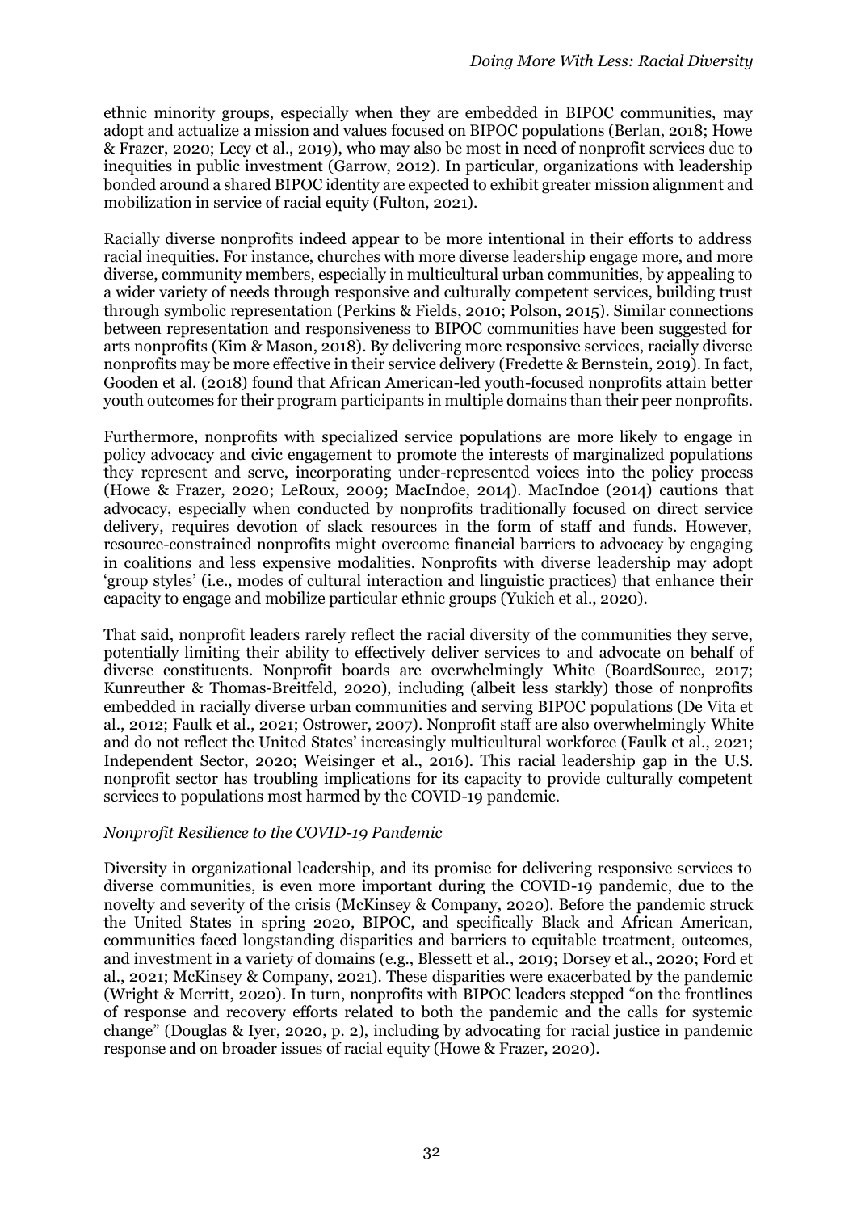ethnic minority groups, especially when they are embedded in BIPOC communities, may adopt and actualize a mission and values focused on BIPOC populations (Berlan, 2018; Howe & Frazer, 2020; Lecy et al., 2019), who may also be most in need of nonprofit services due to inequities in public investment (Garrow, 2012). In particular, organizations with leadership bonded around a shared BIPOC identity are expected to exhibit greater mission alignment and mobilization in service of racial equity (Fulton, 2021).

Racially diverse nonprofits indeed appear to be more intentional in their efforts to address racial inequities. For instance, churches with more diverse leadership engage more, and more diverse, community members, especially in multicultural urban communities, by appealing to a wider variety of needs through responsive and culturally competent services, building trust through symbolic representation (Perkins & Fields, 2010; Polson, 2015). Similar connections between representation and responsiveness to BIPOC communities have been suggested for arts nonprofits (Kim & Mason, 2018). By delivering more responsive services, racially diverse nonprofits may be more effective in their service delivery (Fredette & Bernstein, 2019). In fact, Gooden et al. (2018) found that African American-led youth-focused nonprofits attain better youth outcomes for their program participants in multiple domains than their peer nonprofits.

Furthermore, nonprofits with specialized service populations are more likely to engage in policy advocacy and civic engagement to promote the interests of marginalized populations they represent and serve, incorporating under-represented voices into the policy process (Howe & Frazer, 2020; LeRoux, 2009; MacIndoe, 2014). MacIndoe (2014) cautions that advocacy, especially when conducted by nonprofits traditionally focused on direct service delivery, requires devotion of slack resources in the form of staff and funds. However, resource-constrained nonprofits might overcome financial barriers to advocacy by engaging in coalitions and less expensive modalities. Nonprofits with diverse leadership may adopt 'group styles' (i.e., modes of cultural interaction and linguistic practices) that enhance their capacity to engage and mobilize particular ethnic groups (Yukich et al., 2020).

That said, nonprofit leaders rarely reflect the racial diversity of the communities they serve, potentially limiting their ability to effectively deliver services to and advocate on behalf of diverse constituents. Nonprofit boards are overwhelmingly White (BoardSource, 2017; Kunreuther & Thomas-Breitfeld, 2020), including (albeit less starkly) those of nonprofits embedded in racially diverse urban communities and serving BIPOC populations (De Vita et al., 2012; Faulk et al., 2021; Ostrower, 2007). Nonprofit staff are also overwhelmingly White and do not reflect the United States' increasingly multicultural workforce (Faulk et al., 2021; Independent Sector, 2020; Weisinger et al., 2016). This racial leadership gap in the U.S. nonprofit sector has troubling implications for its capacity to provide culturally competent services to populations most harmed by the COVID-19 pandemic.

*Nonprofit Resilience to the COVID-19 Pandemic*

Diversity in organizational leadership, and its promise for delivering responsive services to diverse communities, is even more important during the COVID-19 pandemic, due to the novelty and severity of the crisis (McKinsey & Company, 2020). Before the pandemic struck the United States in spring 2020, BIPOC, and specifically Black and African American, communities faced longstanding disparities and barriers to equitable treatment, outcomes, and investment in a variety of domains (e.g., Blessett et al., 2019; Dorsey et al., 2020; Ford et al., 2021; McKinsey & Company, 2021). These disparities were exacerbated by the pandemic (Wright & Merritt, 2020). In turn, nonprofits with BIPOC leaders stepped "on the frontlines of response and recovery efforts related to both the pandemic and the calls for systemic change" (Douglas & Iyer, 2020, p. 2), including by advocating for racial justice in pandemic response and on broader issues of racial equity (Howe & Frazer, 2020).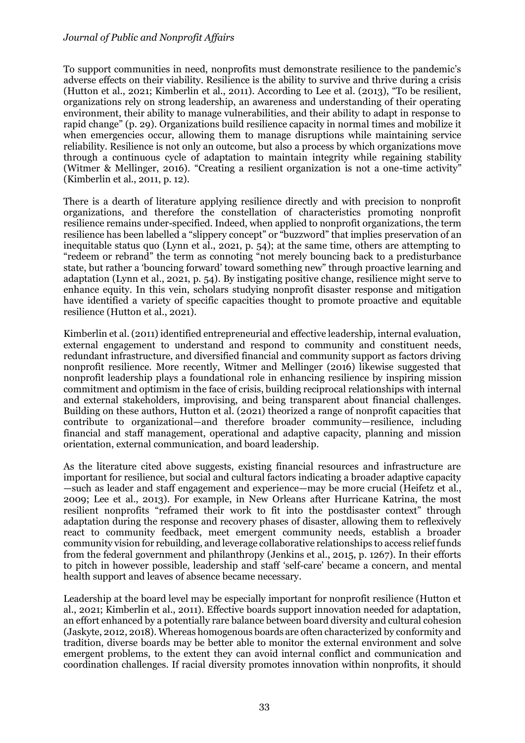To support communities in need, nonprofits must demonstrate resilience to the pandemic's adverse effects on their viability. Resilience is the ability to survive and thrive during a crisis (Hutton et al., 2021; Kimberlin et al., 2011). According to Lee et al. (2013), "To be resilient, organizations rely on strong leadership, an awareness and understanding of their operating environment, their ability to manage vulnerabilities, and their ability to adapt in response to rapid change" (p. 29). Organizations build resilience capacity in normal times and mobilize it when emergencies occur, allowing them to manage disruptions while maintaining service reliability. Resilience is not only an outcome, but also a process by which organizations move through a continuous cycle of adaptation to maintain integrity while regaining stability (Witmer & Mellinger, 2016). "Creating a resilient organization is not a one-time activity" (Kimberlin et al., 2011, p. 12).

There is a dearth of literature applying resilience directly and with precision to nonprofit organizations, and therefore the constellation of characteristics promoting nonprofit resilience remains under-specified. Indeed, when applied to nonprofit organizations, the term resilience has been labelled a "slippery concept" or "buzzword" that implies preservation of an inequitable status quo (Lynn et al., 2021, p. 54); at the same time, others are attempting to "redeem or rebrand" the term as connoting "not merely bouncing back to a predisturbance state, but rather a 'bouncing forward' toward something new" through proactive learning and adaptation (Lynn et al., 2021, p. 54). By instigating positive change, resilience might serve to enhance equity. In this vein, scholars studying nonprofit disaster response and mitigation have identified a variety of specific capacities thought to promote proactive and equitable resilience (Hutton et al., 2021).

Kimberlin et al. (2011) identified entrepreneurial and effective leadership, internal evaluation, external engagement to understand and respond to community and constituent needs, redundant infrastructure, and diversified financial and community support as factors driving nonprofit resilience. More recently, Witmer and Mellinger (2016) likewise suggested that nonprofit leadership plays a foundational role in enhancing resilience by inspiring mission commitment and optimism in the face of crisis, building reciprocal relationships with internal and external stakeholders, improvising, and being transparent about financial challenges. Building on these authors, Hutton et al. (2021) theorized a range of nonprofit capacities that contribute to organizational—and therefore broader community—resilience, including financial and staff management, operational and adaptive capacity, planning and mission orientation, external communication, and board leadership.

As the literature cited above suggests, existing financial resources and infrastructure are important for resilience, but social and cultural factors indicating a broader adaptive capacity —such as leader and staff engagement and experience—may be more crucial (Heifetz et al., 2009; Lee et al., 2013). For example, in New Orleans after Hurricane Katrina, the most resilient nonprofits "reframed their work to fit into the postdisaster context" through adaptation during the response and recovery phases of disaster, allowing them to reflexively react to community feedback, meet emergent community needs, establish a broader community vision for rebuilding, and leverage collaborative relationships to access relief funds from the federal government and philanthropy (Jenkins et al., 2015, p. 1267). In their efforts to pitch in however possible, leadership and staff 'self-care' became a concern, and mental health support and leaves of absence became necessary.

Leadership at the board level may be especially important for nonprofit resilience (Hutton et al., 2021; Kimberlin et al., 2011). Effective boards support innovation needed for adaptation, an effort enhanced by a potentially rare balance between board diversity and cultural cohesion (Jaskyte, 2012, 2018). Whereas homogenous boards are often characterized by conformity and tradition, diverse boards may be better able to monitor the external environment and solve emergent problems, to the extent they can avoid internal conflict and communication and coordination challenges. If racial diversity promotes innovation within nonprofits, it should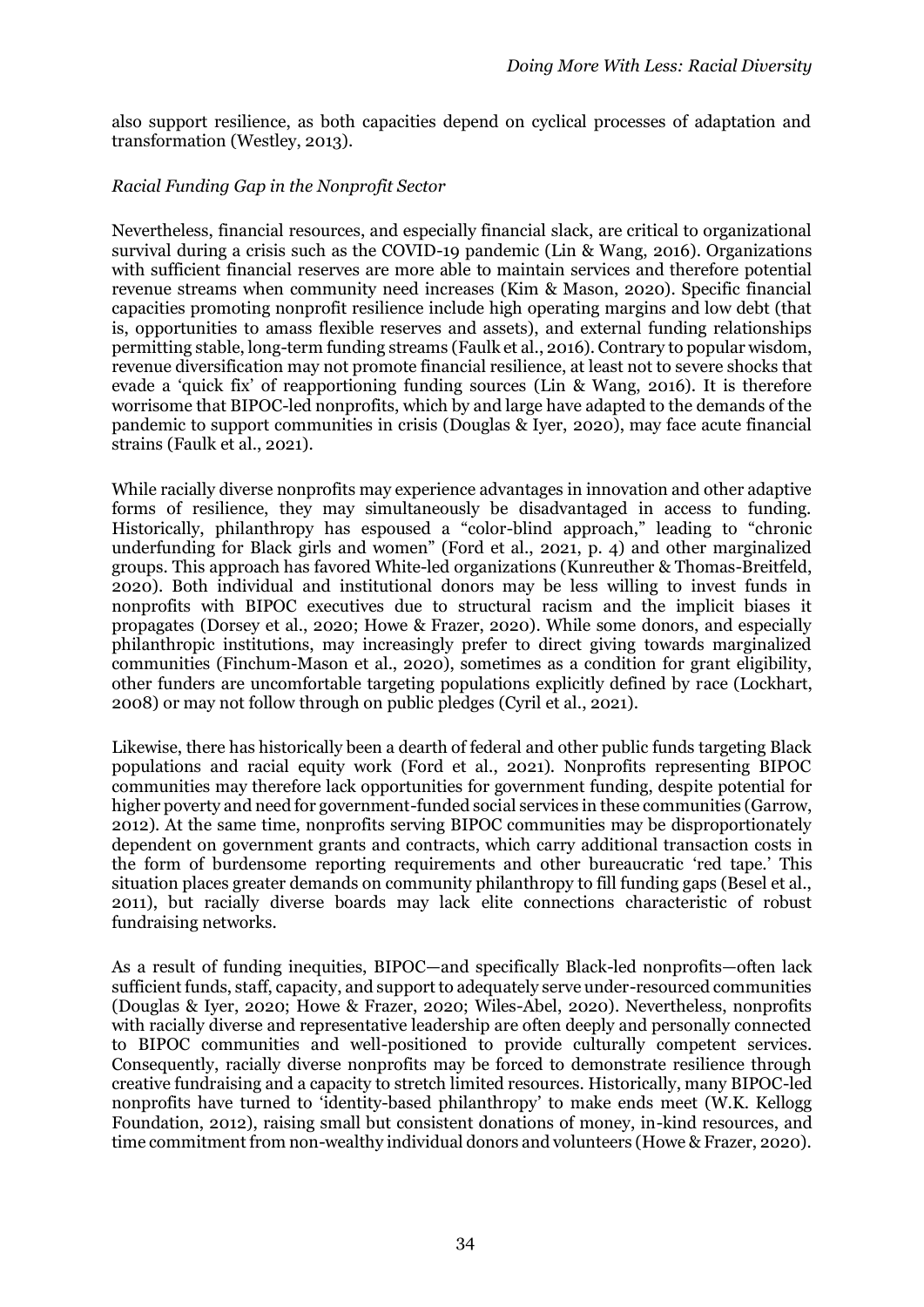also support resilience, as both capacities depend on cyclical processes of adaptation and transformation (Westley, 2013).

*Racial Funding Gap in the Nonprofit Sector*

Nevertheless, financial resources, and especially financial slack, are critical to organizational survival during a crisis such as the COVID-19 pandemic (Lin & Wang, 2016). Organizations with sufficient financial reserves are more able to maintain services and therefore potential revenue streams when community need increases (Kim & Mason, 2020). Specific financial capacities promoting nonprofit resilience include high operating margins and low debt (that is, opportunities to amass flexible reserves and assets), and external funding relationships permitting stable, long-term funding streams (Faulk et al., 2016). Contrary to popular wisdom, revenue diversification may not promote financial resilience, at least not to severe shocks that evade a 'quick fix' of reapportioning funding sources (Lin & Wang, 2016). It is therefore worrisome that BIPOC-led nonprofits, which by and large have adapted to the demands of the pandemic to support communities in crisis (Douglas & Iyer, 2020), may face acute financial strains (Faulk et al., 2021).

While racially diverse nonprofits may experience advantages in innovation and other adaptive forms of resilience, they may simultaneously be disadvantaged in access to funding. Historically, philanthropy has espoused a "color-blind approach," leading to "chronic underfunding for Black girls and women" (Ford et al., 2021, p. 4) and other marginalized groups. This approach has favored White-led organizations (Kunreuther & Thomas-Breitfeld, 2020). Both individual and institutional donors may be less willing to invest funds in nonprofits with BIPOC executives due to structural racism and the implicit biases it propagates (Dorsey et al., 2020; Howe & Frazer, 2020). While some donors, and especially philanthropic institutions, may increasingly prefer to direct giving towards marginalized communities (Finchum-Mason et al., 2020), sometimes as a condition for grant eligibility, other funders are uncomfortable targeting populations explicitly defined by race (Lockhart, 2008) or may not follow through on public pledges (Cyril et al., 2021).

Likewise, there has historically been a dearth of federal and other public funds targeting Black populations and racial equity work (Ford et al., 2021). Nonprofits representing BIPOC communities may therefore lack opportunities for government funding, despite potential for higher poverty and need for government-funded social services in these communities (Garrow, 2012). At the same time, nonprofits serving BIPOC communities may be disproportionately dependent on government grants and contracts, which carry additional transaction costs in the form of burdensome reporting requirements and other bureaucratic 'red tape.' This situation places greater demands on community philanthropy to fill funding gaps (Besel et al., 2011), but racially diverse boards may lack elite connections characteristic of robust fundraising networks.

As a result of funding inequities, BIPOC—and specifically Black-led nonprofits—often lack sufficient funds, staff, capacity, and support to adequately serve under-resourced communities (Douglas & Iyer, 2020; Howe & Frazer, 2020; Wiles-Abel, 2020). Nevertheless, nonprofits with racially diverse and representative leadership are often deeply and personally connected to BIPOC communities and well-positioned to provide culturally competent services. Consequently, racially diverse nonprofits may be forced to demonstrate resilience through creative fundraising and a capacity to stretch limited resources. Historically, many BIPOC-led nonprofits have turned to 'identity-based philanthropy' to make ends meet (W.K. Kellogg Foundation, 2012), raising small but consistent donations of money, in-kind resources, and time commitment from non-wealthy individual donors and volunteers (Howe & Frazer, 2020).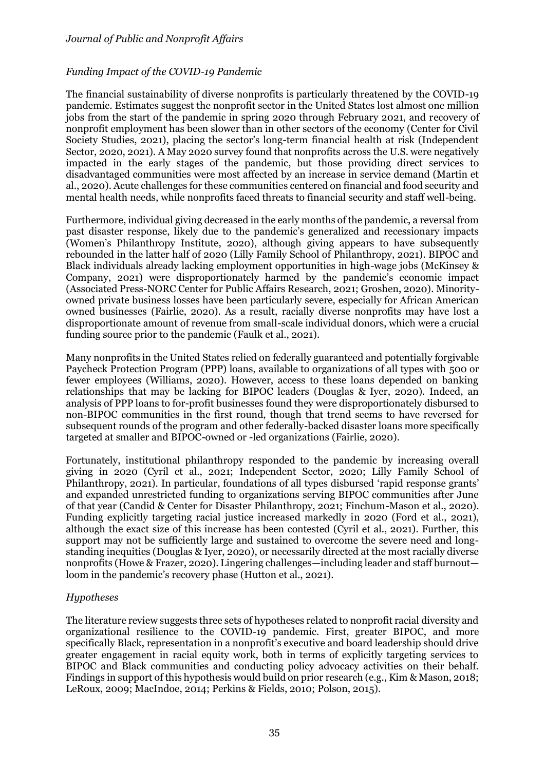### *Funding Impact of the COVID-19 Pandemic*

The financial sustainability of diverse nonprofits is particularly threatened by the COVID-19 pandemic. Estimates suggest the nonprofit sector in the United States lost almost one million jobs from the start of the pandemic in spring 2020 through February 2021, and recovery of nonprofit employment has been slower than in other sectors of the economy (Center for Civil Society Studies, 2021), placing the sector's long-term financial health at risk (Independent Sector, 2020, 2021). A May 2020 survey found that nonprofits across the U.S. were negatively impacted in the early stages of the pandemic, but those providing direct services to disadvantaged communities were most affected by an increase in service demand (Martin et al., 2020). Acute challenges for these communities centered on financial and food security and mental health needs, while nonprofits faced threats to financial security and staff well-being.

Furthermore, individual giving decreased in the early months of the pandemic, a reversal from past disaster response, likely due to the pandemic's generalized and recessionary impacts (Women's Philanthropy Institute, 2020), although giving appears to have subsequently rebounded in the latter half of 2020 (Lilly Family School of Philanthropy, 2021). BIPOC and Black individuals already lacking employment opportunities in high-wage jobs (McKinsey & Company, 2021) were disproportionately harmed by the pandemic's economic impact (Associated Press-NORC Center for Public Affairs Research, 2021; Groshen, 2020). Minority-owned private business losses have been particularly severe, especially for African American owned businesses (Fairlie, 2020). As a result, racially diverse nonprofits may have lost a disproportionate amount of revenue from small-scale individual donors, which were a crucial funding source prior to the pandemic (Faulk et al., 2021).

Many nonprofits in the United States relied on federally guaranteed and potentially forgivable Paycheck Protection Program (PPP) loans, available to organizations of all types with 500 or fewer employees (Williams, 2020). However, access to these loans depended on banking relationships that may be lacking for BIPOC leaders (Douglas & Iyer, 2020). Indeed, an analysis of PPP loans to for-profit businesses found they were disproportionately disbursed to non-BIPOC communities in the first round, though that trend seems to have reversed for subsequent rounds of the program and other federally-backed disaster loans more specifically targeted at smaller and BIPOC-owned or -led organizations (Fairlie, 2020).

Fortunately, institutional philanthropy responded to the pandemic by increasing overall giving in 2020 (Cyril et al., 2021; Independent Sector, 2020; Lilly Family School of Philanthropy, 2021). In particular, foundations of all types disbursed 'rapid response grants' and expanded unrestricted funding to organizations serving BIPOC communities after June of that year (Candid & Center for Disaster Philanthropy, 2021; Finchum-Mason et al., 2020). Funding explicitly targeting racial justice increased markedly in 2020 (Ford et al., 2021), although the exact size of this increase has been contested (Cyril et al., 2021). Further, this support may not be sufficiently large and sustained to overcome the severe need and long-standing inequities (Douglas & Iyer, 2020), or necessarily directed at the most racially diverse nonprofits (Howe & Frazer, 2020). Lingering challenges—including leader and staff burnout—loom in the pandemic's recovery phase (Hutton et al., 2021).

### *Hypotheses*

The literature review suggests three sets of hypotheses related to nonprofit racial diversity and organizational resilience to the COVID-19 pandemic. First, greater BIPOC, and more specifically Black, representation in a nonprofit's executive and board leadership should drive greater engagement in racial equity work, both in terms of explicitly targeting services to BIPOC and Black communities and conducting policy advocacy activities on their behalf. Findings in support of this hypothesis would build on prior research (e.g., Kim & Mason, 2018; LeRoux, 2009; MacIndoe, 2014; Perkins & Fields, 2010; Polson, 2015).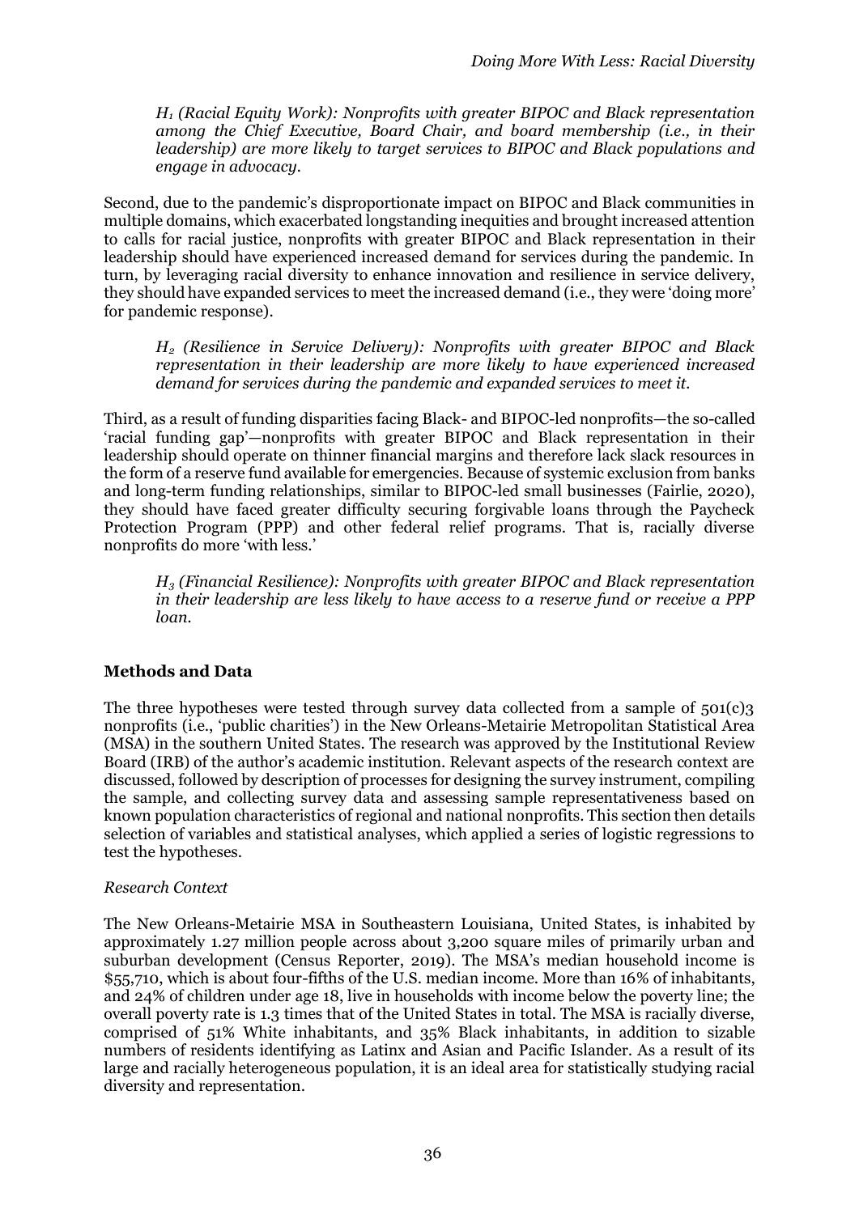*$H_1$ (Racial Equity Work): Nonprofits with greater BIPOC and Black representation among the Chief Executive, Board Chair, and board membership (i.e., in their leadership) are more likely to target services to BIPOC and Black populations and engage in advocacy.*

Second, due to the pandemic's disproportionate impact on BIPOC and Black communities in multiple domains, which exacerbated longstanding inequities and brought increased attention to calls for racial justice, nonprofits with greater BIPOC and Black representation in their leadership should have experienced increased demand for services during the pandemic. In turn, by leveraging racial diversity to enhance innovation and resilience in service delivery, they should have expanded services to meet the increased demand (i.e., they were 'doing more' for pandemic response).

*$H_2$ (Resilience in Service Delivery): Nonprofits with greater BIPOC and Black representation in their leadership are more likely to have experienced increased demand for services during the pandemic and expanded services to meet it.*

Third, as a result of funding disparities facing Black- and BIPOC-led nonprofits—the so-called 'racial funding gap'—nonprofits with greater BIPOC and Black representation in their leadership should operate on thinner financial margins and therefore lack slack resources in the form of a reserve fund available for emergencies. Because of systemic exclusion from banks and long-term funding relationships, similar to BIPOC-led small businesses (Fairlie, 2020), they should have faced greater difficulty securing forgivable loans through the Paycheck Protection Program (PPP) and other federal relief programs. That is, racially diverse nonprofits do more 'with less.'

*$H_3$ (Financial Resilience): Nonprofits with greater BIPOC and Black representation in their leadership are less likely to have access to a reserve fund or receive a PPP loan.*

## Methods and Data

The three hypotheses were tested through survey data collected from a sample of 501(c)3 nonprofits (i.e., 'public charities') in the New Orleans-Metairie Metropolitan Statistical Area (MSA) in the southern United States. The research was approved by the Institutional Review Board (IRB) of the author's academic institution. Relevant aspects of the research context are discussed, followed by description of processes for designing the survey instrument, compiling the sample, and collecting survey data and assessing sample representativeness based on known population characteristics of regional and national nonprofits. This section then details selection of variables and statistical analyses, which applied a series of logistic regressions to test the hypotheses.

### *Research Context*

The New Orleans-Metairie MSA in Southeastern Louisiana, United States, is inhabited by approximately 1.27 million people across about 3,200 square miles of primarily urban and suburban development (Census Reporter, 2019). The MSA's median household income is $55,710, which is about four-fifths of the U.S. median income. More than 16% of inhabitants, and 24% of children under age 18, live in households with income below the poverty line; the overall poverty rate is 1.3 times that of the United States in total. The MSA is racially diverse, comprised of 51% White inhabitants, and 35% Black inhabitants, in addition to sizable numbers of residents identifying as Latinx and Asian and Pacific Islander. As a result of its large and racially heterogeneous population, it is an ideal area for statistically studying racial diversity and representation.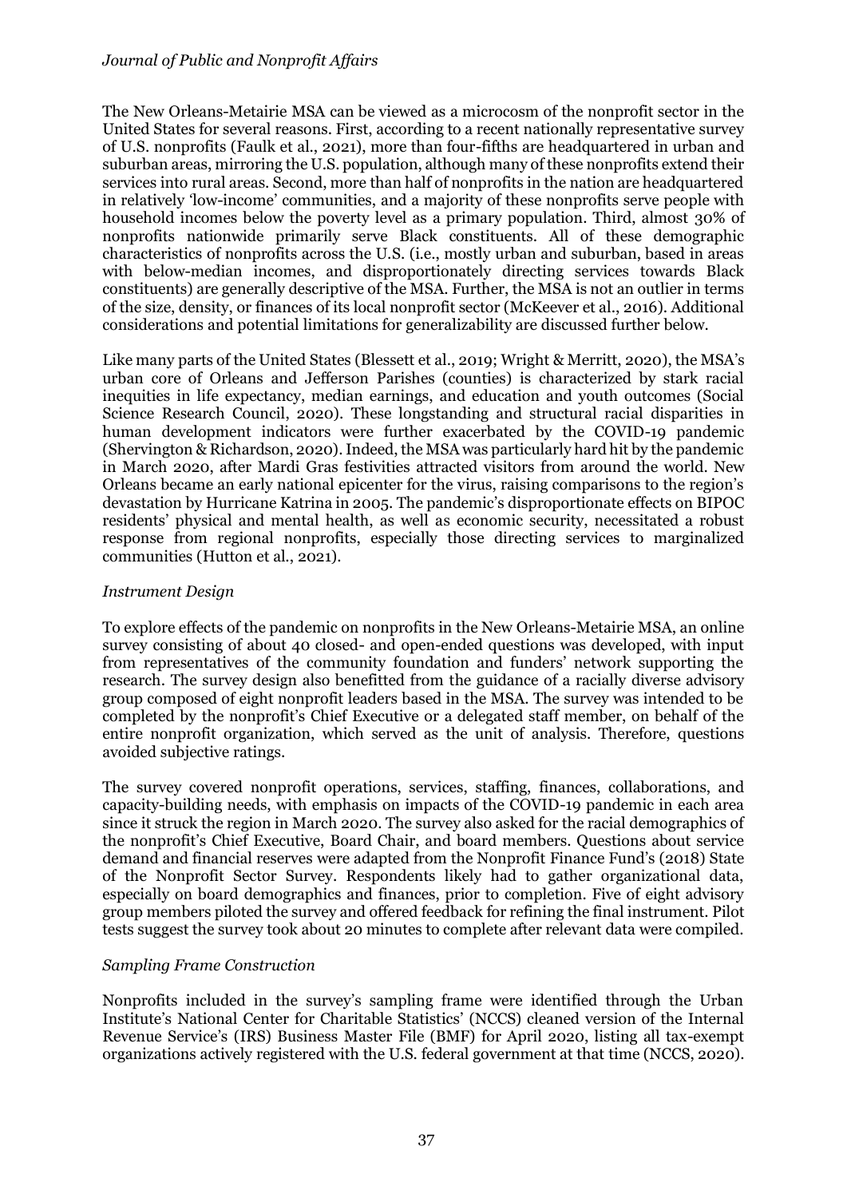The New Orleans-Metairie MSA can be viewed as a microcosm of the nonprofit sector in the United States for several reasons. First, according to a recent nationally representative survey of U.S. nonprofits (Faulk et al., 2021), more than four-fifths are headquartered in urban and suburban areas, mirroring the U.S. population, although many of these nonprofits extend their services into rural areas. Second, more than half of nonprofits in the nation are headquartered in relatively 'low-income' communities, and a majority of these nonprofits serve people with household incomes below the poverty level as a primary population. Third, almost 30% of nonprofits nationwide primarily serve Black constituents. All of these demographic characteristics of nonprofits across the U.S. (i.e., mostly urban and suburban, based in areas with below-median incomes, and disproportionately directing services towards Black constituents) are generally descriptive of the MSA. Further, the MSA is not an outlier in terms of the size, density, or finances of its local nonprofit sector (McKeever et al., 2016). Additional considerations and potential limitations for generalizability are discussed further below.

Like many parts of the United States (Blessett et al., 2019; Wright & Merritt, 2020), the MSA's urban core of Orleans and Jefferson Parishes (counties) is characterized by stark racial inequities in life expectancy, median earnings, and education and youth outcomes (Social Science Research Council, 2020). These longstanding and structural racial disparities in human development indicators were further exacerbated by the COVID-19 pandemic (Shervington & Richardson, 2020). Indeed, the MSA was particularly hard hit by the pandemic in March 2020, after Mardi Gras festivities attracted visitors from around the world. New Orleans became an early national epicenter for the virus, raising comparisons to the region's devastation by Hurricane Katrina in 2005. The pandemic's disproportionate effects on BIPOC residents' physical and mental health, as well as economic security, necessitated a robust response from regional nonprofits, especially those directing services to marginalized communities (Hutton et al., 2021).

### *Instrument Design*

To explore effects of the pandemic on nonprofits in the New Orleans-Metairie MSA, an online survey consisting of about 40 closed- and open-ended questions was developed, with input from representatives of the community foundation and funders' network supporting the research. The survey design also benefitted from the guidance of a racially diverse advisory group composed of eight nonprofit leaders based in the MSA. The survey was intended to be completed by the nonprofit's Chief Executive or a delegated staff member, on behalf of the entire nonprofit organization, which served as the unit of analysis. Therefore, questions avoided subjective ratings.

The survey covered nonprofit operations, services, staffing, finances, collaborations, and capacity-building needs, with emphasis on impacts of the COVID-19 pandemic in each area since it struck the region in March 2020. The survey also asked for the racial demographics of the nonprofit's Chief Executive, Board Chair, and board members. Questions about service demand and financial reserves were adapted from the Nonprofit Finance Fund's (2018) State of the Nonprofit Sector Survey. Respondents likely had to gather organizational data, especially on board demographics and finances, prior to completion. Five of eight advisory group members piloted the survey and offered feedback for refining the final instrument. Pilot tests suggest the survey took about 20 minutes to complete after relevant data were compiled.

### *Sampling Frame Construction*

Nonprofits included in the survey's sampling frame were identified through the Urban Institute's National Center for Charitable Statistics' (NCCS) cleaned version of the Internal Revenue Service's (IRS) Business Master File (BMF) for April 2020, listing all tax-exempt organizations actively registered with the U.S. federal government at that time (NCCS, 2020).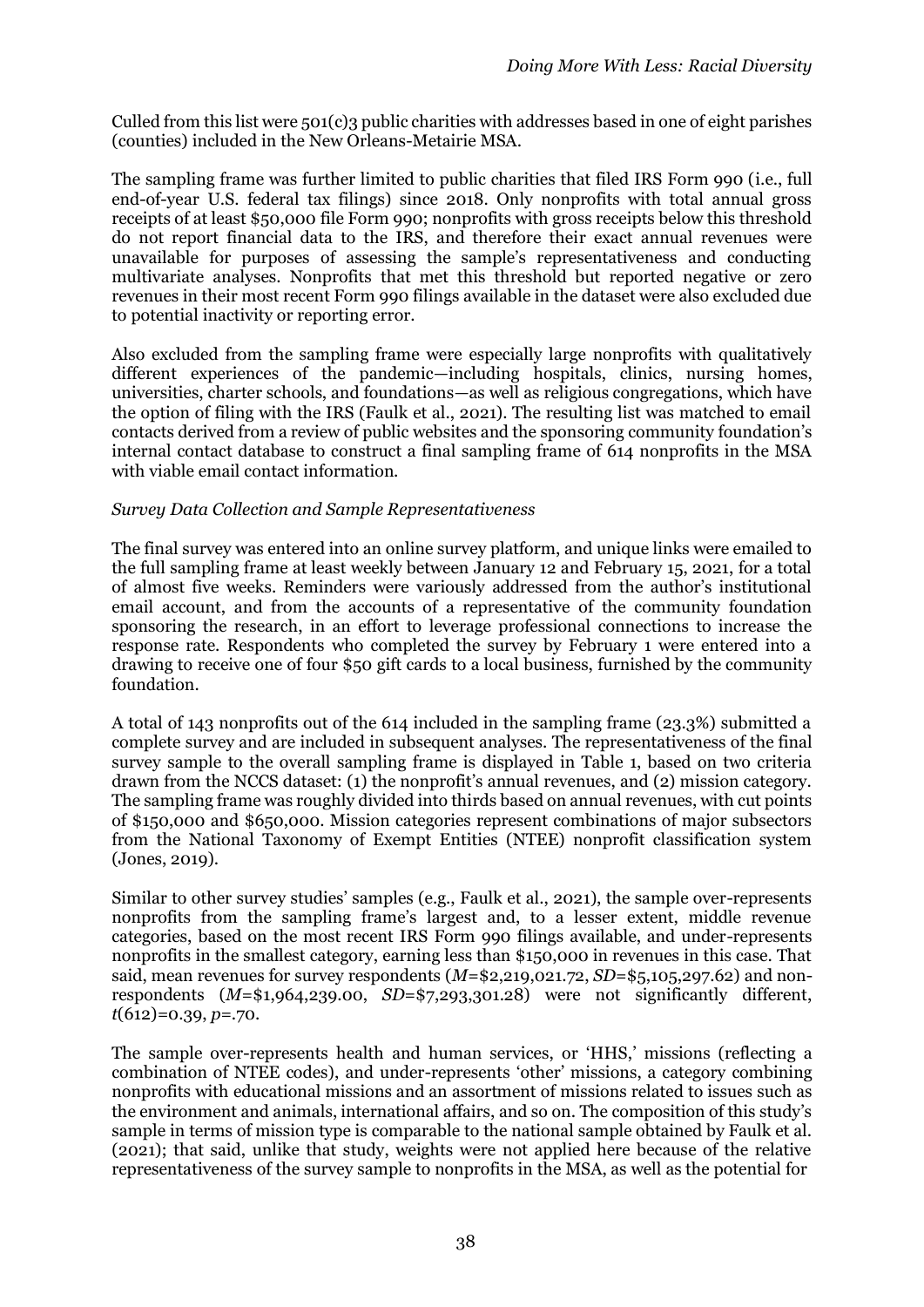Culled from this list were 501(c)3 public charities with addresses based in one of eight parishes (counties) included in the New Orleans-Metairie MSA.

The sampling frame was further limited to public charities that filed IRS Form 990 (i.e., full end-of-year U.S. federal tax filings) since 2018. Only nonprofits with total annual gross receipts of at least $50,000 file Form 990; nonprofits with gross receipts below this threshold do not report financial data to the IRS, and therefore their exact annual revenues were unavailable for purposes of assessing the sample's representativeness and conducting multivariate analyses. Nonprofits that met this threshold but reported negative or zero revenues in their most recent Form 990 filings available in the dataset were also excluded due to potential inactivity or reporting error.

Also excluded from the sampling frame were especially large nonprofits with qualitatively different experiences of the pandemic—including hospitals, clinics, nursing homes, universities, charter schools, and foundations—as well as religious congregations, which have the option of filing with the IRS (Faulk et al., 2021). The resulting list was matched to email contacts derived from a review of public websites and the sponsoring community foundation's internal contact database to construct a final sampling frame of 614 nonprofits in the MSA with viable email contact information.

*Survey Data Collection and Sample Representativeness*

The final survey was entered into an online survey platform, and unique links were emailed to the full sampling frame at least weekly between January 12 and February 15, 2021, for a total of almost five weeks. Reminders were variously addressed from the author's institutional email account, and from the accounts of a representative of the community foundation sponsoring the research, in an effort to leverage professional connections to increase the response rate. Respondents who completed the survey by February 1 were entered into a drawing to receive one of four $50 gift cards to a local business, furnished by the community foundation.

A total of 143 nonprofits out of the 614 included in the sampling frame (23.3%) submitted a complete survey and are included in subsequent analyses. The representativeness of the final survey sample to the overall sampling frame is displayed in Table 1, based on two criteria drawn from the NCCS dataset: (1) the nonprofit's annual revenues, and (2) mission category. The sampling frame was roughly divided into thirds based on annual revenues, with cut points of $150,000 and $650,000. Mission categories represent combinations of major subsectors from the National Taxonomy of Exempt Entities (NTEE) nonprofit classification system (Jones, 2019).

Similar to other survey studies' samples (e.g., Faulk et al., 2021), the sample over-represents nonprofits from the sampling frame's largest and, to a lesser extent, middle revenue categories, based on the most recent IRS Form 990 filings available, and under-represents nonprofits in the smallest category, earning less than $150,000 in revenues in this case. That said, mean revenues for survey respondents ($M$=$2,219,021.72, $SD$=$5,105,297.62) and non-respondents ($M$=$1,964,239.00, $SD$=$7,293,301.28) were not significantly different, $t(612)=0.39$, $p=.70$.

The sample over-represents health and human services, or 'HHS,' missions (reflecting a combination of NTEE codes), and under-represents 'other' missions, a category combining nonprofits with educational missions and an assortment of missions related to issues such as the environment and animals, international affairs, and so on. The composition of this study's sample in terms of mission type is comparable to the national sample obtained by Faulk et al. (2021); that said, unlike that study, weights were not applied here because of the relative representativeness of the survey sample to nonprofits in the MSA, as well as the potential for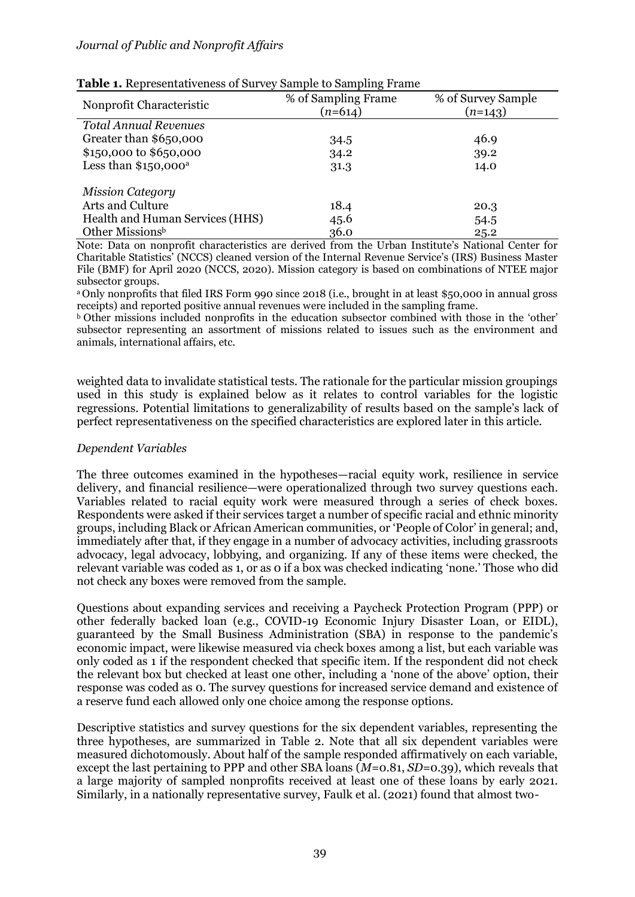**Table 1.** Representativeness of Survey Sample to Sampling Frame

| Nonprofit Characteristic | % of Sampling Frame ($n$=614) | % of Survey Sample ($n$=143) |
|---|---|---|
| *Total Annual Revenues* | | |
| Greater than $650,000 | 34.5 | 46.9 |
| $150,000 to $650,000 | 34.2 | 39.2 |
| Less than $150,000[a] | 31.3 | 14.0 |
| *Mission Category* | | |
| Arts and Culture | 18.4 | 20.3 |
| Health and Human Services (HHS) | 45.6 | 54.5 |
| Other Missions[b] | 36.0 | 25.2 |

Note: Data on nonprofit characteristics are derived from the Urban Institute's National Center for Charitable Statistics' (NCCS) cleaned version of the Internal Revenue Service's (IRS) Business Master File (BMF) for April 2020 (NCCS, 2020). Mission category is based on combinations of NTEE major subsector groups.

[a] Only nonprofits that filed IRS Form 990 since 2018 (i.e., brought in at least $50,000 in annual gross receipts) and reported positive annual revenues were included in the sampling frame.

[b] Other missions included nonprofits in the education subsector combined with those in the 'other' subsector representing an assortment of missions related to issues such as the environment and animals, international affairs, etc.

weighted data to invalidate statistical tests. The rationale for the particular mission groupings used in this study is explained below as it relates to control variables for the logistic regressions. Potential limitations to generalizability of results based on the sample's lack of perfect representativeness on the specified characteristics are explored later in this article.

*Dependent Variables*

The three outcomes examined in the hypotheses—racial equity work, resilience in service delivery, and financial resilience—were operationalized through two survey questions each. Variables related to racial equity work were measured through a series of check boxes. Respondents were asked if their services target a number of specific racial and ethnic minority groups, including Black or African American communities, or 'People of Color' in general; and, immediately after that, if they engage in a number of advocacy activities, including grassroots advocacy, legal advocacy, lobbying, and organizing. If any of these items were checked, the relevant variable was coded as 1, or as 0 if a box was checked indicating 'none.' Those who did not check any boxes were removed from the sample.

Questions about expanding services and receiving a Paycheck Protection Program (PPP) or other federally backed loan (e.g., COVID-19 Economic Injury Disaster Loan, or EIDL), guaranteed by the Small Business Administration (SBA) in response to the pandemic's economic impact, were likewise measured via check boxes among a list, but each variable was only coded as 1 if the respondent checked that specific item. If the respondent did not check the relevant box but checked at least one other, including a 'none of the above' option, their response was coded as 0. The survey questions for increased service demand and existence of a reserve fund each allowed only one choice among the response options.

Descriptive statistics and survey questions for the six dependent variables, representing the three hypotheses, are summarized in Table 2. Note that all six dependent variables were measured dichotomously. About half of the sample responded affirmatively on each variable, except the last pertaining to PPP and other SBA loans ($M$=0.81, $SD$=0.39), which reveals that a large majority of sampled nonprofits received at least one of these loans by early 2021. Similarly, in a nationally representative survey, Faulk et al. (2021) found that almost two-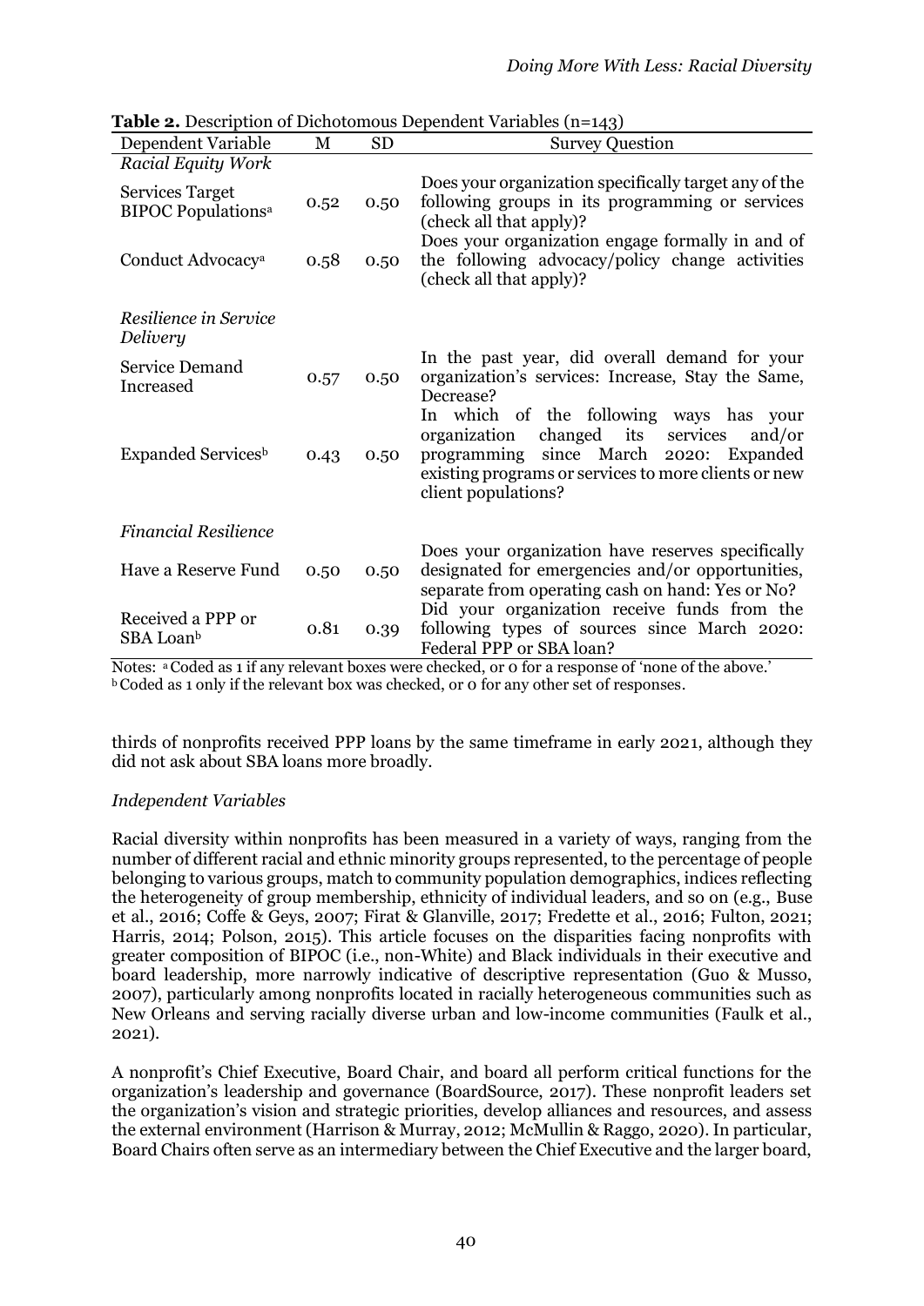**Table 2.** Description of Dichotomous Dependent Variables (n=143)

| Dependent Variable | M | SD | Survey Question |
|---|---|---|---|
| *Racial Equity Work* | | | |
| Services Target BIPOC Populations[a] | 0.52 | 0.50 | Does your organization specifically target any of the following groups in its programming or services (check all that apply)? |
| Conduct Advocacy[a] | 0.58 | 0.50 | Does your organization engage formally in and of the following advocacy/policy change activities (check all that apply)? |
| *Resilience in Service Delivery* | | | |
| Service Demand Increased | 0.57 | 0.50 | In the past year, did overall demand for your organization's services: Increase, Stay the Same, Decrease? |
| Expanded Services[b] | 0.43 | 0.50 | In which of the following ways has your organization changed its services and/or programming since March 2020: Expanded existing programs or services to more clients or new client populations? |
| *Financial Resilience* | | | |
| Have a Reserve Fund | 0.50 | 0.50 | Does your organization have reserves specifically designated for emergencies and/or opportunities, separate from operating cash on hand: Yes or No? |
| Received a PPP or SBA Loan[b] | 0.81 | 0.39 | Did your organization receive funds from the following types of sources since March 2020: Federal PPP or SBA loan? |

Notes: [a] Coded as 1 if any relevant boxes were checked, or 0 for a response of 'none of the above.'
[b] Coded as 1 only if the relevant box was checked, or 0 for any other set of responses.

thirds of nonprofits received PPP loans by the same timeframe in early 2021, although they did not ask about SBA loans more broadly.

### *Independent Variables*

Racial diversity within nonprofits has been measured in a variety of ways, ranging from the number of different racial and ethnic minority groups represented, to the percentage of people belonging to various groups, match to community population demographics, indices reflecting the heterogeneity of group membership, ethnicity of individual leaders, and so on (e.g., Buse et al., 2016; Coffe & Geys, 2007; Firat & Glanville, 2017; Fredette et al., 2016; Fulton, 2021; Harris, 2014; Polson, 2015). This article focuses on the disparities facing nonprofits with greater composition of BIPOC (i.e., non-White) and Black individuals in their executive and board leadership, more narrowly indicative of descriptive representation (Guo & Musso, 2007), particularly among nonprofits located in racially heterogeneous communities such as New Orleans and serving racially diverse urban and low-income communities (Faulk et al., 2021).

A nonprofit's Chief Executive, Board Chair, and board all perform critical functions for the organization's leadership and governance (BoardSource, 2017). These nonprofit leaders set the organization's vision and strategic priorities, develop alliances and resources, and assess the external environment (Harrison & Murray, 2012; McMullin & Raggo, 2020). In particular, Board Chairs often serve as an intermediary between the Chief Executive and the larger board,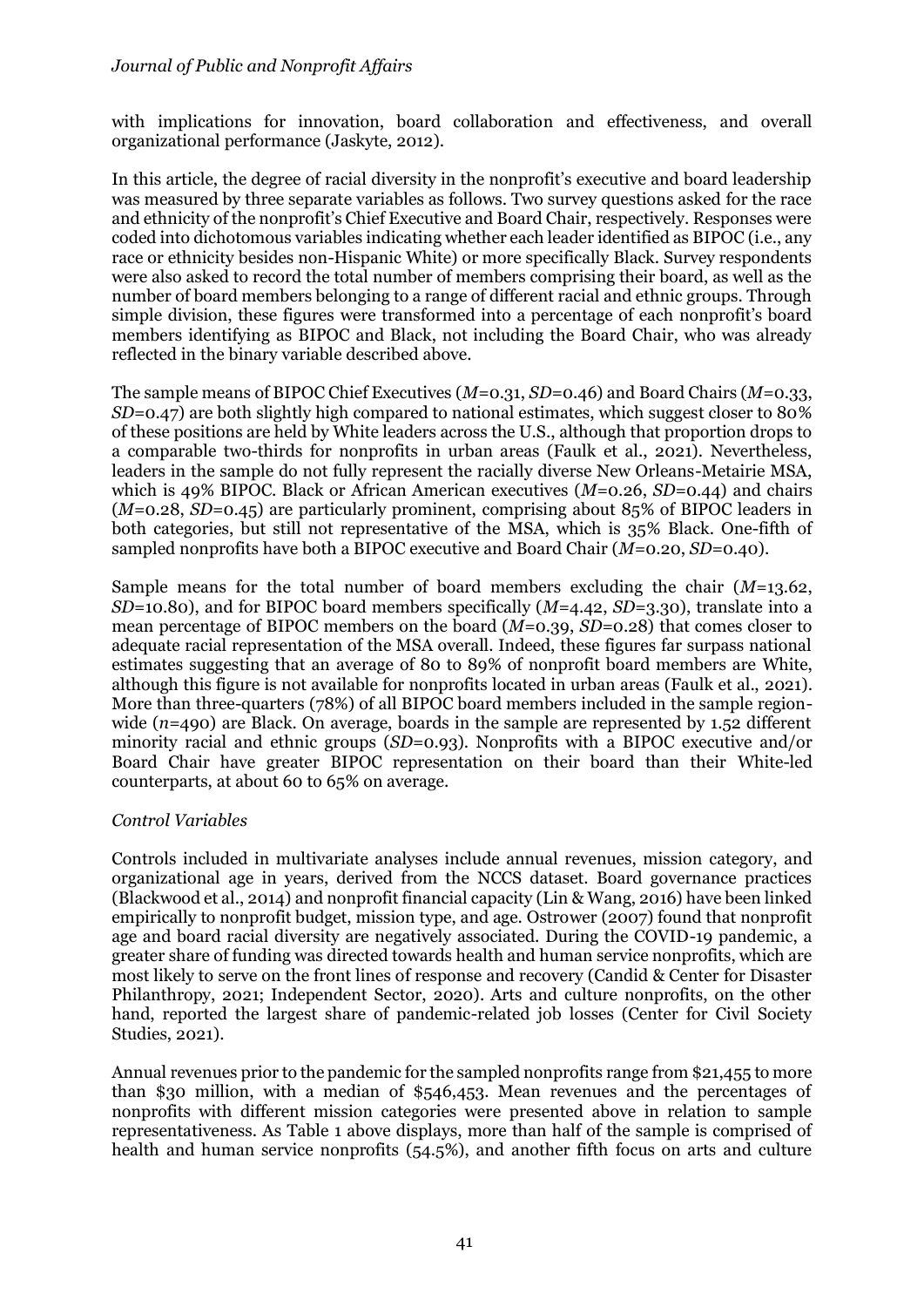with implications for innovation, board collaboration and effectiveness, and overall organizational performance (Jaskyte, 2012).

In this article, the degree of racial diversity in the nonprofit's executive and board leadership was measured by three separate variables as follows. Two survey questions asked for the race and ethnicity of the nonprofit's Chief Executive and Board Chair, respectively. Responses were coded into dichotomous variables indicating whether each leader identified as BIPOC (i.e., any race or ethnicity besides non-Hispanic White) or more specifically Black. Survey respondents were also asked to record the total number of members comprising their board, as well as the number of board members belonging to a range of different racial and ethnic groups. Through simple division, these figures were transformed into a percentage of each nonprofit's board members identifying as BIPOC and Black, not including the Board Chair, who was already reflected in the binary variable described above.

The sample means of BIPOC Chief Executives ($M$=0.31, $SD$=0.46) and Board Chairs ($M$=0.33, $SD$=0.47) are both slightly high compared to national estimates, which suggest closer to 80% of these positions are held by White leaders across the U.S., although that proportion drops to a comparable two-thirds for nonprofits in urban areas (Faulk et al., 2021). Nevertheless, leaders in the sample do not fully represent the racially diverse New Orleans-Metairie MSA, which is 49% BIPOC. Black or African American executives ($M$=0.26, $SD$=0.44) and chairs ($M$=0.28, $SD$=0.45) are particularly prominent, comprising about 85% of BIPOC leaders in both categories, but still not representative of the MSA, which is 35% Black. One-fifth of sampled nonprofits have both a BIPOC executive and Board Chair ($M$=0.20, $SD$=0.40).

Sample means for the total number of board members excluding the chair ($M$=13.62, $SD$=10.80), and for BIPOC board members specifically ($M$=4.42, $SD$=3.30), translate into a mean percentage of BIPOC members on the board ($M$=0.39, $SD$=0.28) that comes closer to adequate racial representation of the MSA overall. Indeed, these figures far surpass national estimates suggesting that an average of 80 to 89% of nonprofit board members are White, although this figure is not available for nonprofits located in urban areas (Faulk et al., 2021). More than three-quarters (78%) of all BIPOC board members included in the sample region-wide ($n$=490) are Black. On average, boards in the sample are represented by 1.52 different minority racial and ethnic groups ($SD$=0.93). Nonprofits with a BIPOC executive and/or Board Chair have greater BIPOC representation on their board than their White-led counterparts, at about 60 to 65% on average.

### *Control Variables*

Controls included in multivariate analyses include annual revenues, mission category, and organizational age in years, derived from the NCCS dataset. Board governance practices (Blackwood et al., 2014) and nonprofit financial capacity (Lin & Wang, 2016) have been linked empirically to nonprofit budget, mission type, and age. Ostrower (2007) found that nonprofit age and board racial diversity are negatively associated. During the COVID-19 pandemic, a greater share of funding was directed towards health and human service nonprofits, which are most likely to serve on the front lines of response and recovery (Candid & Center for Disaster Philanthropy, 2021; Independent Sector, 2020). Arts and culture nonprofits, on the other hand, reported the largest share of pandemic-related job losses (Center for Civil Society Studies, 2021).

Annual revenues prior to the pandemic for the sampled nonprofits range from $21,455 to more than $30 million, with a median of $546,453. Mean revenues and the percentages of nonprofits with different mission categories were presented above in relation to sample representativeness. As Table 1 above displays, more than half of the sample is comprised of health and human service nonprofits (54.5%), and another fifth focus on arts and culture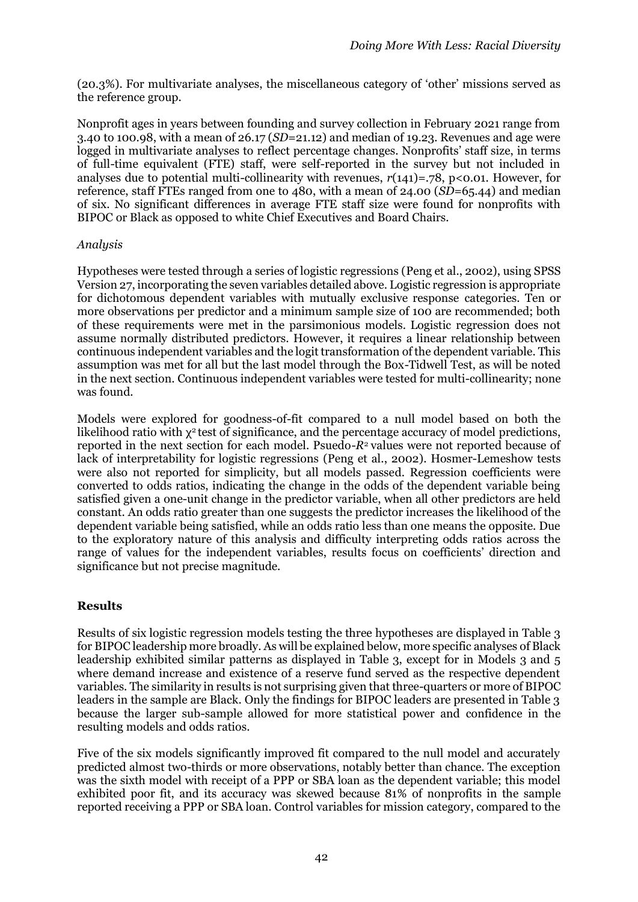(20.3%). For multivariate analyses, the miscellaneous category of 'other' missions served as the reference group.

Nonprofit ages in years between founding and survey collection in February 2021 range from 3.40 to 100.98, with a mean of 26.17 (*SD*=21.12) and median of 19.23. Revenues and age were logged in multivariate analyses to reflect percentage changes. Nonprofits' staff size, in terms of full-time equivalent (FTE) staff, were self-reported in the survey but not included in analyses due to potential multi-collinearity with revenues, $r(141)=.78$, $p<0.01$. However, for reference, staff FTEs ranged from one to 480, with a mean of 24.00 (*SD*=65.44) and median of six. No significant differences in average FTE staff size were found for nonprofits with BIPOC or Black as opposed to white Chief Executives and Board Chairs.

*Analysis*

Hypotheses were tested through a series of logistic regressions (Peng et al., 2002), using SPSS Version 27, incorporating the seven variables detailed above. Logistic regression is appropriate for dichotomous dependent variables with mutually exclusive response categories. Ten or more observations per predictor and a minimum sample size of 100 are recommended; both of these requirements were met in the parsimonious models. Logistic regression does not assume normally distributed predictors. However, it requires a linear relationship between continuous independent variables and the logit transformation of the dependent variable. This assumption was met for all but the last model through the Box-Tidwell Test, as will be noted in the next section. Continuous independent variables were tested for multi-collinearity; none was found.

Models were explored for goodness-of-fit compared to a null model based on both the likelihood ratio with $\chi^2$ test of significance, and the percentage accuracy of model predictions, reported in the next section for each model. Psuedo-$R^2$ values were not reported because of lack of interpretability for logistic regressions (Peng et al., 2002). Hosmer-Lemeshow tests were also not reported for simplicity, but all models passed. Regression coefficients were converted to odds ratios, indicating the change in the odds of the dependent variable being satisfied given a one-unit change in the predictor variable, when all other predictors are held constant. An odds ratio greater than one suggests the predictor increases the likelihood of the dependent variable being satisfied, while an odds ratio less than one means the opposite. Due to the exploratory nature of this analysis and difficulty interpreting odds ratios across the range of values for the independent variables, results focus on coefficients' direction and significance but not precise magnitude.

## Results

Results of six logistic regression models testing the three hypotheses are displayed in Table 3 for BIPOC leadership more broadly. As will be explained below, more specific analyses of Black leadership exhibited similar patterns as displayed in Table 3, except for in Models 3 and 5 where demand increase and existence of a reserve fund served as the respective dependent variables. The similarity in results is not surprising given that three-quarters or more of BIPOC leaders in the sample are Black. Only the findings for BIPOC leaders are presented in Table 3 because the larger sub-sample allowed for more statistical power and confidence in the resulting models and odds ratios.

Five of the six models significantly improved fit compared to the null model and accurately predicted almost two-thirds or more observations, notably better than chance. The exception was the sixth model with receipt of a PPP or SBA loan as the dependent variable; this model exhibited poor fit, and its accuracy was skewed because 81% of nonprofits in the sample reported receiving a PPP or SBA loan. Control variables for mission category, compared to the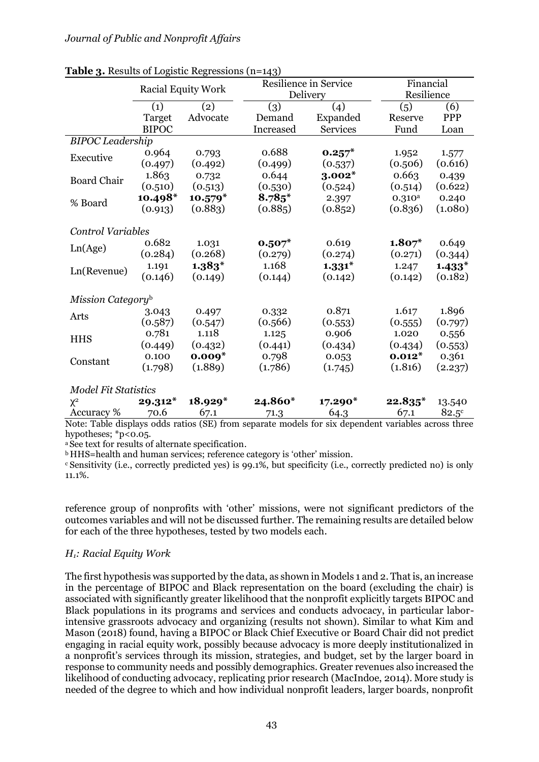**Table 3.** Results of Logistic Regressions (n=143)

| | Racial Equity Work | | Resilience in Service Delivery | | Financial Resilience | |
|---|---|---|---|---|---|---|
| | (1) Target BIPOC | (2) Advocate | (3) Demand Increased | (4) Expanded Services | (5) Reserve Fund | (6) PPP Loan |
| *BIPOC Leadership* | | | | | | |
| Executive | 0.964 (0.497) | 0.793 (0.492) | 0.688 (0.499) | **0.257*** (0.537) | 1.952 (0.506) | 1.577 (0.616) |
| Board Chair | 1.863 (0.510) | 0.732 (0.513) | 0.644 (0.530) | **3.002*** (0.524) | 0.663 (0.514) | 0.439 (0.622) |
| % Board | **10.498*** (0.913) | **10.579*** (0.883) | **8.785*** (0.885) | 2.397 (0.852) | 0.310[a] (0.836) | 0.240 (1.080) |
| *Control Variables* | | | | | | |
| Ln(Age) | 0.682 (0.284) | 1.031 (0.268) | **0.507*** (0.279) | 0.619 (0.274) | **1.807*** (0.271) | 0.649 (0.344) |
| Ln(Revenue) | 1.191 (0.146) | **1.383*** (0.149) | 1.168 (0.144) | **1.331*** (0.142) | 1.247 (0.142) | **1.433*** (0.182) |
| *Mission Category*[b] | | | | | | |
| Arts | 3.043 (0.587) | 0.497 (0.547) | 0.332 (0.566) | 0.871 (0.553) | 1.617 (0.555) | 1.896 (0.797) |
| HHS | 0.781 (0.449) | 1.118 (0.432) | 1.125 (0.441) | 0.906 (0.434) | 1.020 (0.434) | 0.556 (0.553) |
| Constant | 0.100 (1.798) | **0.009*** (1.889) | 0.798 (1.786) | 0.053 (1.745) | **0.012*** (1.816) | 0.361 (2.237) |
| *Model Fit Statistics* | | | | | | |
| $\chi^2$ | **29.312*** | **18.929*** | **24.860*** | **17.290*** | **22.835*** | 13.540 |
| Accuracy % | 70.6 | 67.1 | 71.3 | 64.3 | 67.1 | 82.5[c] |

Note: Table displays odds ratios (SE) from separate models for six dependent variables across three hypotheses; *p<0.05.

[a] See text for results of alternate specification.

[b] HHS=health and human services; reference category is 'other' mission.

[c] Sensitivity (i.e., correctly predicted yes) is 99.1%, but specificity (i.e., correctly predicted no) is only 11.1%.

reference group of nonprofits with 'other' missions, were not significant predictors of the outcomes variables and will not be discussed further. The remaining results are detailed below for each of the three hypotheses, tested by two models each.

### *$H_1$: Racial Equity Work*

The first hypothesis was supported by the data, as shown in Models 1 and 2. That is, an increase in the percentage of BIPOC and Black representation on the board (excluding the chair) is associated with significantly greater likelihood that the nonprofit explicitly targets BIPOC and Black populations in its programs and services and conducts advocacy, in particular labor-intensive grassroots advocacy and organizing (results not shown). Similar to what Kim and Mason (2018) found, having a BIPOC or Black Chief Executive or Board Chair did not predict engaging in racial equity work, possibly because advocacy is more deeply institutionalized in a nonprofit's services through its mission, strategies, and budget, set by the larger board in response to community needs and possibly demographics. Greater revenues also increased the likelihood of conducting advocacy, replicating prior research (MacIndoe, 2014). More study is needed of the degree to which and how individual nonprofit leaders, larger boards, nonprofit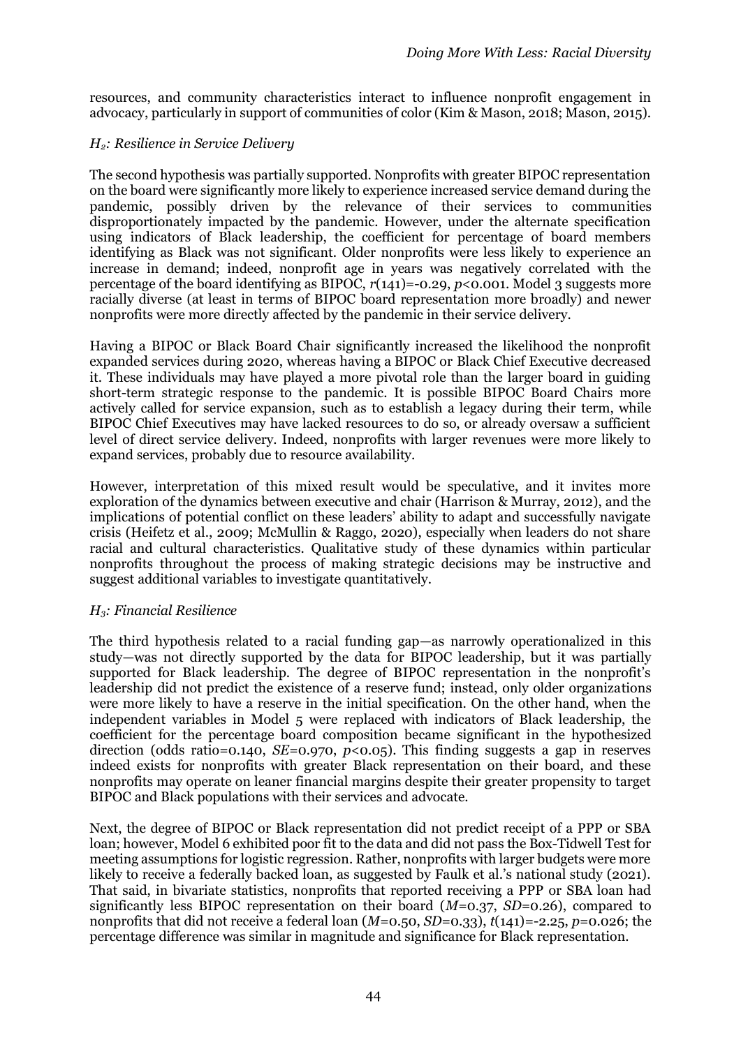resources, and community characteristics interact to influence nonprofit engagement in advocacy, particularly in support of communities of color (Kim & Mason, 2018; Mason, 2015).

### *$H_2$: Resilience in Service Delivery*

The second hypothesis was partially supported. Nonprofits with greater BIPOC representation on the board were significantly more likely to experience increased service demand during the pandemic, possibly driven by the relevance of their services to communities disproportionately impacted by the pandemic. However, under the alternate specification using indicators of Black leadership, the coefficient for percentage of board members identifying as Black was not significant. Older nonprofits were less likely to experience an increase in demand; indeed, nonprofit age in years was negatively correlated with the percentage of the board identifying as BIPOC, $r(141)=-0.29$, $p<0.001$. Model 3 suggests more racially diverse (at least in terms of BIPOC board representation more broadly) and newer nonprofits were more directly affected by the pandemic in their service delivery.

Having a BIPOC or Black Board Chair significantly increased the likelihood the nonprofit expanded services during 2020, whereas having a BIPOC or Black Chief Executive decreased it. These individuals may have played a more pivotal role than the larger board in guiding short-term strategic response to the pandemic. It is possible BIPOC Board Chairs more actively called for service expansion, such as to establish a legacy during their term, while BIPOC Chief Executives may have lacked resources to do so, or already oversaw a sufficient level of direct service delivery. Indeed, nonprofits with larger revenues were more likely to expand services, probably due to resource availability.

However, interpretation of this mixed result would be speculative, and it invites more exploration of the dynamics between executive and chair (Harrison & Murray, 2012), and the implications of potential conflict on these leaders' ability to adapt and successfully navigate crisis (Heifetz et al., 2009; McMullin & Raggo, 2020), especially when leaders do not share racial and cultural characteristics. Qualitative study of these dynamics within particular nonprofits throughout the process of making strategic decisions may be instructive and suggest additional variables to investigate quantitatively.

### *$H_3$: Financial Resilience*

The third hypothesis related to a racial funding gap—as narrowly operationalized in this study—was not directly supported by the data for BIPOC leadership, but it was partially supported for Black leadership. The degree of BIPOC representation in the nonprofit's leadership did not predict the existence of a reserve fund; instead, only older organizations were more likely to have a reserve in the initial specification. On the other hand, when the independent variables in Model 5 were replaced with indicators of Black leadership, the coefficient for the percentage board composition became significant in the hypothesized direction (odds ratio=0.140, $SE=0.970$, $p<0.05$). This finding suggests a gap in reserves indeed exists for nonprofits with greater Black representation on their board, and these nonprofits may operate on leaner financial margins despite their greater propensity to target BIPOC and Black populations with their services and advocate.

Next, the degree of BIPOC or Black representation did not predict receipt of a PPP or SBA loan; however, Model 6 exhibited poor fit to the data and did not pass the Box-Tidwell Test for meeting assumptions for logistic regression. Rather, nonprofits with larger budgets were more likely to receive a federally backed loan, as suggested by Faulk et al.'s national study (2021). That said, in bivariate statistics, nonprofits that reported receiving a PPP or SBA loan had significantly less BIPOC representation on their board ($M=0.37$, $SD=0.26$), compared to nonprofits that did not receive a federal loan ($M=0.50$, $SD=0.33$), $t(141)=-2.25$, $p=0.026$; the percentage difference was similar in magnitude and significance for Black representation.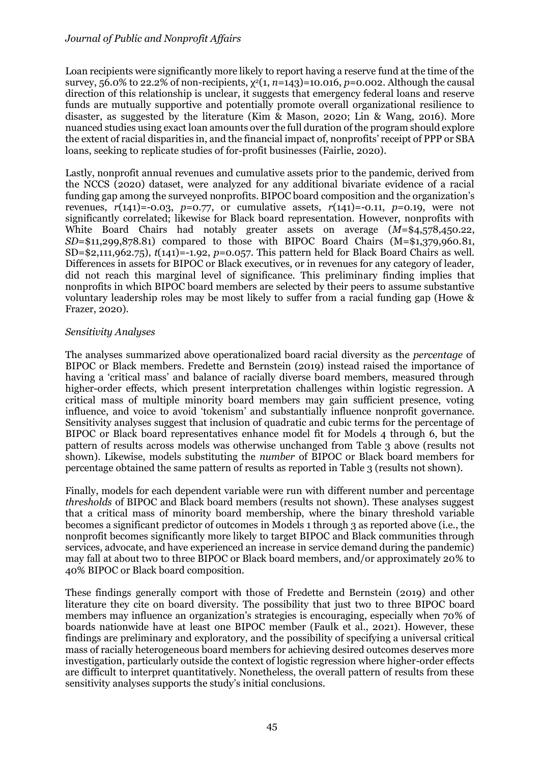Loan recipients were significantly more likely to report having a reserve fund at the time of the survey, 56.0% to 22.2% of non-recipients, $\chi^2(1, n=143)=10.016$, $p=0.002$. Although the causal direction of this relationship is unclear, it suggests that emergency federal loans and reserve funds are mutually supportive and potentially promote overall organizational resilience to disaster, as suggested by the literature (Kim & Mason, 2020; Lin & Wang, 2016). More nuanced studies using exact loan amounts over the full duration of the program should explore the extent of racial disparities in, and the financial impact of, nonprofits' receipt of PPP or SBA loans, seeking to replicate studies of for-profit businesses (Fairlie, 2020).

Lastly, nonprofit annual revenues and cumulative assets prior to the pandemic, derived from the NCCS (2020) dataset, were analyzed for any additional bivariate evidence of a racial funding gap among the surveyed nonprofits. BIPOC board composition and the organization's revenues, $r(141)=-0.03$, $p=0.77$, or cumulative assets, $r(141)=-0.11$, $p=0.19$, were not significantly correlated; likewise for Black board representation. However, nonprofits with White Board Chairs had notably greater assets on average ($M$=\$4,578,450.22, $SD$=\$11,299,878.81) compared to those with BIPOC Board Chairs (M=\$1,379,960.81, SD=\$2,111,962.75), $t(141)=-1.92$, $p=0.057$. This pattern held for Black Board Chairs as well. Differences in assets for BIPOC or Black executives, or in revenues for any category of leader, did not reach this marginal level of significance. This preliminary finding implies that nonprofits in which BIPOC board members are selected by their peers to assume substantive voluntary leadership roles may be most likely to suffer from a racial funding gap (Howe & Frazer, 2020).

### *Sensitivity Analyses*

The analyses summarized above operationalized board racial diversity as the *percentage* of BIPOC or Black members. Fredette and Bernstein (2019) instead raised the importance of having a 'critical mass' and balance of racially diverse board members, measured through higher-order effects, which present interpretation challenges within logistic regression. A critical mass of multiple minority board members may gain sufficient presence, voting influence, and voice to avoid 'tokenism' and substantially influence nonprofit governance. Sensitivity analyses suggest that inclusion of quadratic and cubic terms for the percentage of BIPOC or Black board representatives enhance model fit for Models 4 through 6, but the pattern of results across models was otherwise unchanged from Table 3 above (results not shown). Likewise, models substituting the *number* of BIPOC or Black board members for percentage obtained the same pattern of results as reported in Table 3 (results not shown).

Finally, models for each dependent variable were run with different number and percentage *thresholds* of BIPOC and Black board members (results not shown). These analyses suggest that a critical mass of minority board membership, where the binary threshold variable becomes a significant predictor of outcomes in Models 1 through 3 as reported above (i.e., the nonprofit becomes significantly more likely to target BIPOC and Black communities through services, advocate, and have experienced an increase in service demand during the pandemic) may fall at about two to three BIPOC or Black board members, and/or approximately 20% to 40% BIPOC or Black board composition.

These findings generally comport with those of Fredette and Bernstein (2019) and other literature they cite on board diversity. The possibility that just two to three BIPOC board members may influence an organization's strategies is encouraging, especially when 70% of boards nationwide have at least one BIPOC member (Faulk et al., 2021). However, these findings are preliminary and exploratory, and the possibility of specifying a universal critical mass of racially heterogeneous board members for achieving desired outcomes deserves more investigation, particularly outside the context of logistic regression where higher-order effects are difficult to interpret quantitatively. Nonetheless, the overall pattern of results from these sensitivity analyses supports the study's initial conclusions.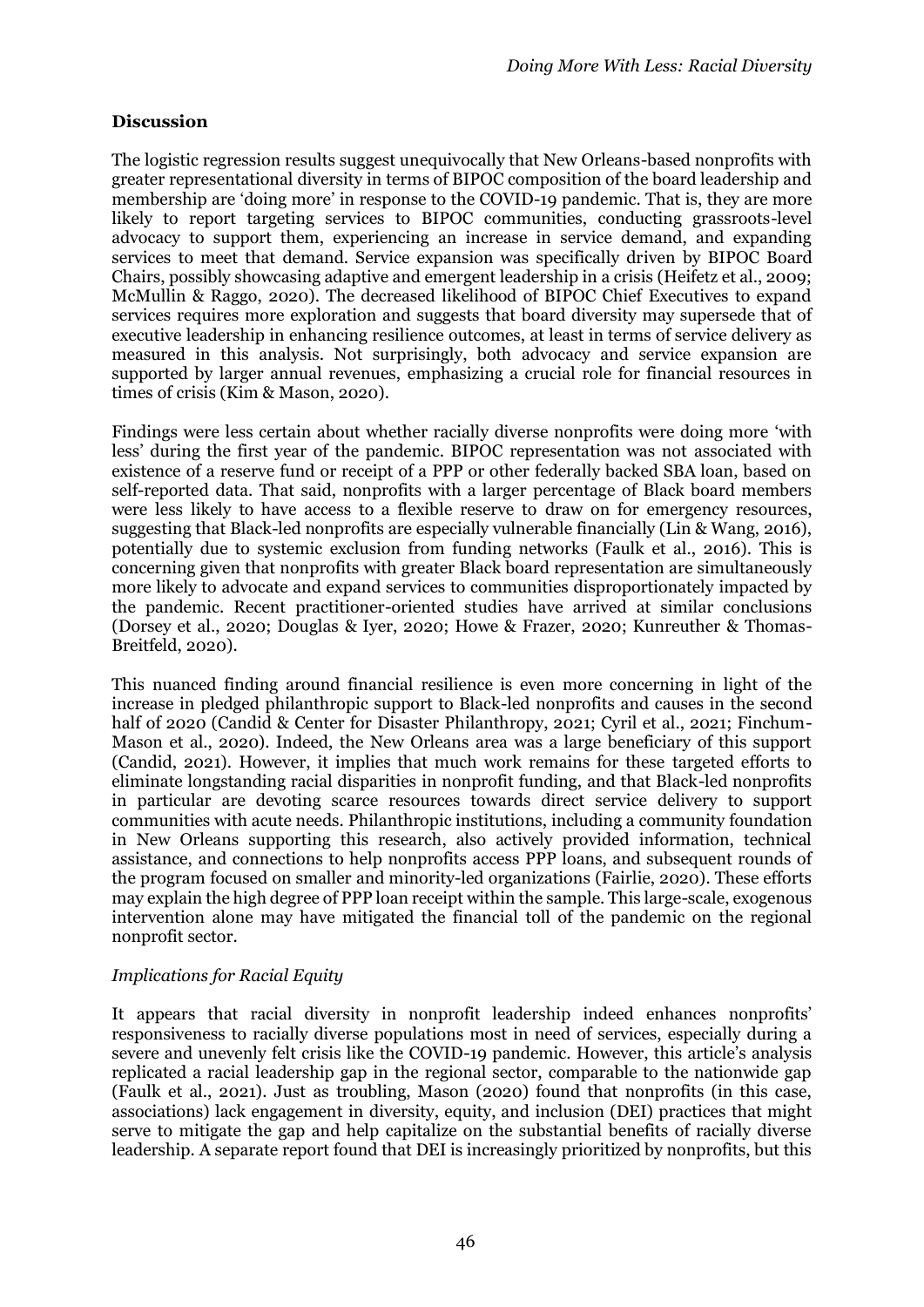## Discussion

The logistic regression results suggest unequivocally that New Orleans-based nonprofits with greater representational diversity in terms of BIPOC composition of the board leadership and membership are 'doing more' in response to the COVID-19 pandemic. That is, they are more likely to report targeting services to BIPOC communities, conducting grassroots-level advocacy to support them, experiencing an increase in service demand, and expanding services to meet that demand. Service expansion was specifically driven by BIPOC Board Chairs, possibly showcasing adaptive and emergent leadership in a crisis (Heifetz et al., 2009; McMullin & Raggo, 2020). The decreased likelihood of BIPOC Chief Executives to expand services requires more exploration and suggests that board diversity may supersede that of executive leadership in enhancing resilience outcomes, at least in terms of service delivery as measured in this analysis. Not surprisingly, both advocacy and service expansion are supported by larger annual revenues, emphasizing a crucial role for financial resources in times of crisis (Kim & Mason, 2020).

Findings were less certain about whether racially diverse nonprofits were doing more 'with less' during the first year of the pandemic. BIPOC representation was not associated with existence of a reserve fund or receipt of a PPP or other federally backed SBA loan, based on self-reported data. That said, nonprofits with a larger percentage of Black board members were less likely to have access to a flexible reserve to draw on for emergency resources, suggesting that Black-led nonprofits are especially vulnerable financially (Lin & Wang, 2016), potentially due to systemic exclusion from funding networks (Faulk et al., 2016). This is concerning given that nonprofits with greater Black board representation are simultaneously more likely to advocate and expand services to communities disproportionately impacted by the pandemic. Recent practitioner-oriented studies have arrived at similar conclusions (Dorsey et al., 2020; Douglas & Iyer, 2020; Howe & Frazer, 2020; Kunreuther & Thomas-Breitfeld, 2020).

This nuanced finding around financial resilience is even more concerning in light of the increase in pledged philanthropic support to Black-led nonprofits and causes in the second half of 2020 (Candid & Center for Disaster Philanthropy, 2021; Cyril et al., 2021; Finchum-Mason et al., 2020). Indeed, the New Orleans area was a large beneficiary of this support (Candid, 2021). However, it implies that much work remains for these targeted efforts to eliminate longstanding racial disparities in nonprofit funding, and that Black-led nonprofits in particular are devoting scarce resources towards direct service delivery to support communities with acute needs. Philanthropic institutions, including a community foundation in New Orleans supporting this research, also actively provided information, technical assistance, and connections to help nonprofits access PPP loans, and subsequent rounds of the program focused on smaller and minority-led organizations (Fairlie, 2020). These efforts may explain the high degree of PPP loan receipt within the sample. This large-scale, exogenous intervention alone may have mitigated the financial toll of the pandemic on the regional nonprofit sector.

### *Implications for Racial Equity*

It appears that racial diversity in nonprofit leadership indeed enhances nonprofits' responsiveness to racially diverse populations most in need of services, especially during a severe and unevenly felt crisis like the COVID-19 pandemic. However, this article's analysis replicated a racial leadership gap in the regional sector, comparable to the nationwide gap (Faulk et al., 2021). Just as troubling, Mason (2020) found that nonprofits (in this case, associations) lack engagement in diversity, equity, and inclusion (DEI) practices that might serve to mitigate the gap and help capitalize on the substantial benefits of racially diverse leadership. A separate report found that DEI is increasingly prioritized by nonprofits, but this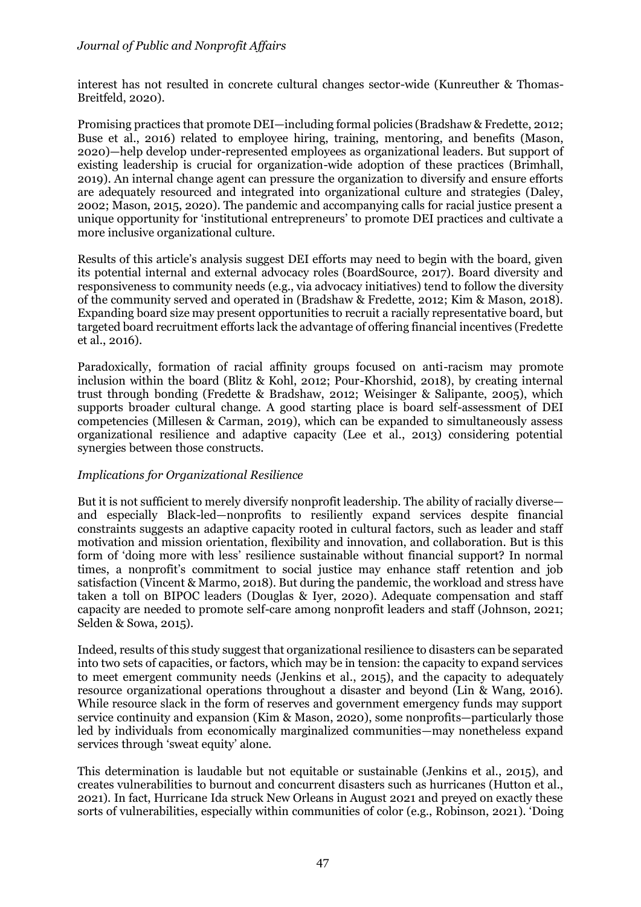interest has not resulted in concrete cultural changes sector-wide (Kunreuther & Thomas-Breitfeld, 2020).

Promising practices that promote DEI—including formal policies (Bradshaw & Fredette, 2012; Buse et al., 2016) related to employee hiring, training, mentoring, and benefits (Mason, 2020)—help develop under-represented employees as organizational leaders. But support of existing leadership is crucial for organization-wide adoption of these practices (Brimhall, 2019). An internal change agent can pressure the organization to diversify and ensure efforts are adequately resourced and integrated into organizational culture and strategies (Daley, 2002; Mason, 2015, 2020). The pandemic and accompanying calls for racial justice present a unique opportunity for 'institutional entrepreneurs' to promote DEI practices and cultivate a more inclusive organizational culture.

Results of this article's analysis suggest DEI efforts may need to begin with the board, given its potential internal and external advocacy roles (BoardSource, 2017). Board diversity and responsiveness to community needs (e.g., via advocacy initiatives) tend to follow the diversity of the community served and operated in (Bradshaw & Fredette, 2012; Kim & Mason, 2018). Expanding board size may present opportunities to recruit a racially representative board, but targeted board recruitment efforts lack the advantage of offering financial incentives (Fredette et al., 2016).

Paradoxically, formation of racial affinity groups focused on anti-racism may promote inclusion within the board (Blitz & Kohl, 2012; Pour-Khorshid, 2018), by creating internal trust through bonding (Fredette & Bradshaw, 2012; Weisinger & Salipante, 2005), which supports broader cultural change. A good starting place is board self-assessment of DEI competencies (Millesen & Carman, 2019), which can be expanded to simultaneously assess organizational resilience and adaptive capacity (Lee et al., 2013) considering potential synergies between those constructs.

*Implications for Organizational Resilience*

But it is not sufficient to merely diversify nonprofit leadership. The ability of racially diverse—and especially Black-led—nonprofits to resiliently expand services despite financial constraints suggests an adaptive capacity rooted in cultural factors, such as leader and staff motivation and mission orientation, flexibility and innovation, and collaboration. But is this form of 'doing more with less' resilience sustainable without financial support? In normal times, a nonprofit's commitment to social justice may enhance staff retention and job satisfaction (Vincent & Marmo, 2018). But during the pandemic, the workload and stress have taken a toll on BIPOC leaders (Douglas & Iyer, 2020). Adequate compensation and staff capacity are needed to promote self-care among nonprofit leaders and staff (Johnson, 2021; Selden & Sowa, 2015).

Indeed, results of this study suggest that organizational resilience to disasters can be separated into two sets of capacities, or factors, which may be in tension: the capacity to expand services to meet emergent community needs (Jenkins et al., 2015), and the capacity to adequately resource organizational operations throughout a disaster and beyond (Lin & Wang, 2016). While resource slack in the form of reserves and government emergency funds may support service continuity and expansion (Kim & Mason, 2020), some nonprofits—particularly those led by individuals from economically marginalized communities—may nonetheless expand services through 'sweat equity' alone.

This determination is laudable but not equitable or sustainable (Jenkins et al., 2015), and creates vulnerabilities to burnout and concurrent disasters such as hurricanes (Hutton et al., 2021). In fact, Hurricane Ida struck New Orleans in August 2021 and preyed on exactly these sorts of vulnerabilities, especially within communities of color (e.g., Robinson, 2021). 'Doing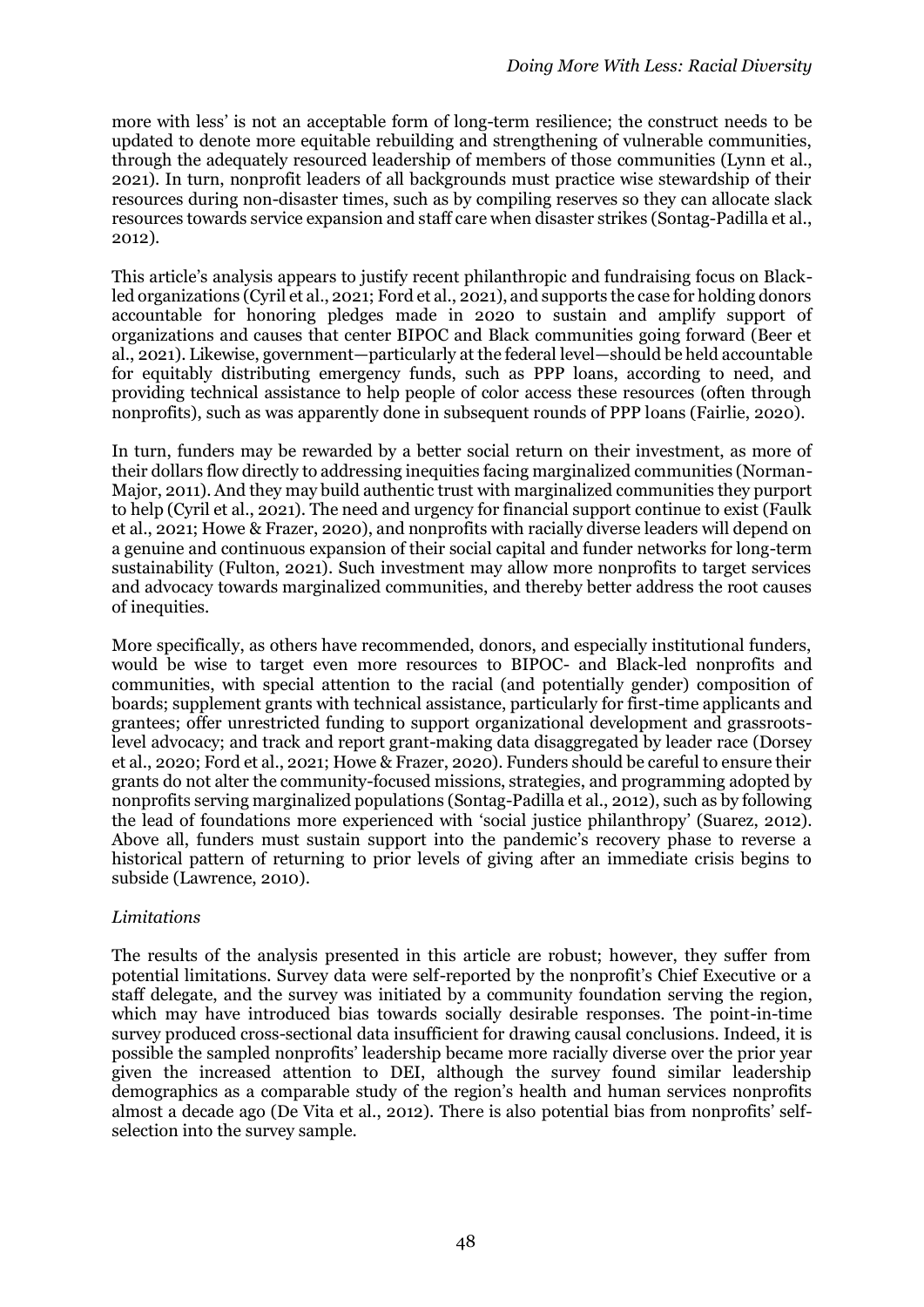more with less' is not an acceptable form of long-term resilience; the construct needs to be updated to denote more equitable rebuilding and strengthening of vulnerable communities, through the adequately resourced leadership of members of those communities (Lynn et al., 2021). In turn, nonprofit leaders of all backgrounds must practice wise stewardship of their resources during non-disaster times, such as by compiling reserves so they can allocate slack resources towards service expansion and staff care when disaster strikes (Sontag-Padilla et al., 2012).

This article's analysis appears to justify recent philanthropic and fundraising focus on Black-led organizations (Cyril et al., 2021; Ford et al., 2021), and supports the case for holding donors accountable for honoring pledges made in 2020 to sustain and amplify support of organizations and causes that center BIPOC and Black communities going forward (Beer et al., 2021). Likewise, government—particularly at the federal level—should be held accountable for equitably distributing emergency funds, such as PPP loans, according to need, and providing technical assistance to help people of color access these resources (often through nonprofits), such as was apparently done in subsequent rounds of PPP loans (Fairlie, 2020).

In turn, funders may be rewarded by a better social return on their investment, as more of their dollars flow directly to addressing inequities facing marginalized communities (Norman-Major, 2011). And they may build authentic trust with marginalized communities they purport to help (Cyril et al., 2021). The need and urgency for financial support continue to exist (Faulk et al., 2021; Howe & Frazer, 2020), and nonprofits with racially diverse leaders will depend on a genuine and continuous expansion of their social capital and funder networks for long-term sustainability (Fulton, 2021). Such investment may allow more nonprofits to target services and advocacy towards marginalized communities, and thereby better address the root causes of inequities.

More specifically, as others have recommended, donors, and especially institutional funders, would be wise to target even more resources to BIPOC- and Black-led nonprofits and communities, with special attention to the racial (and potentially gender) composition of boards; supplement grants with technical assistance, particularly for first-time applicants and grantees; offer unrestricted funding to support organizational development and grassroots-level advocacy; and track and report grant-making data disaggregated by leader race (Dorsey et al., 2020; Ford et al., 2021; Howe & Frazer, 2020). Funders should be careful to ensure their grants do not alter the community-focused missions, strategies, and programming adopted by nonprofits serving marginalized populations (Sontag-Padilla et al., 2012), such as by following the lead of foundations more experienced with 'social justice philanthropy' (Suarez, 2012). Above all, funders must sustain support into the pandemic's recovery phase to reverse a historical pattern of returning to prior levels of giving after an immediate crisis begins to subside (Lawrence, 2010).

*Limitations*

The results of the analysis presented in this article are robust; however, they suffer from potential limitations. Survey data were self-reported by the nonprofit's Chief Executive or a staff delegate, and the survey was initiated by a community foundation serving the region, which may have introduced bias towards socially desirable responses. The point-in-time survey produced cross-sectional data insufficient for drawing causal conclusions. Indeed, it is possible the sampled nonprofits' leadership became more racially diverse over the prior year given the increased attention to DEI, although the survey found similar leadership demographics as a comparable study of the region's health and human services nonprofits almost a decade ago (De Vita et al., 2012). There is also potential bias from nonprofits' self-selection into the survey sample.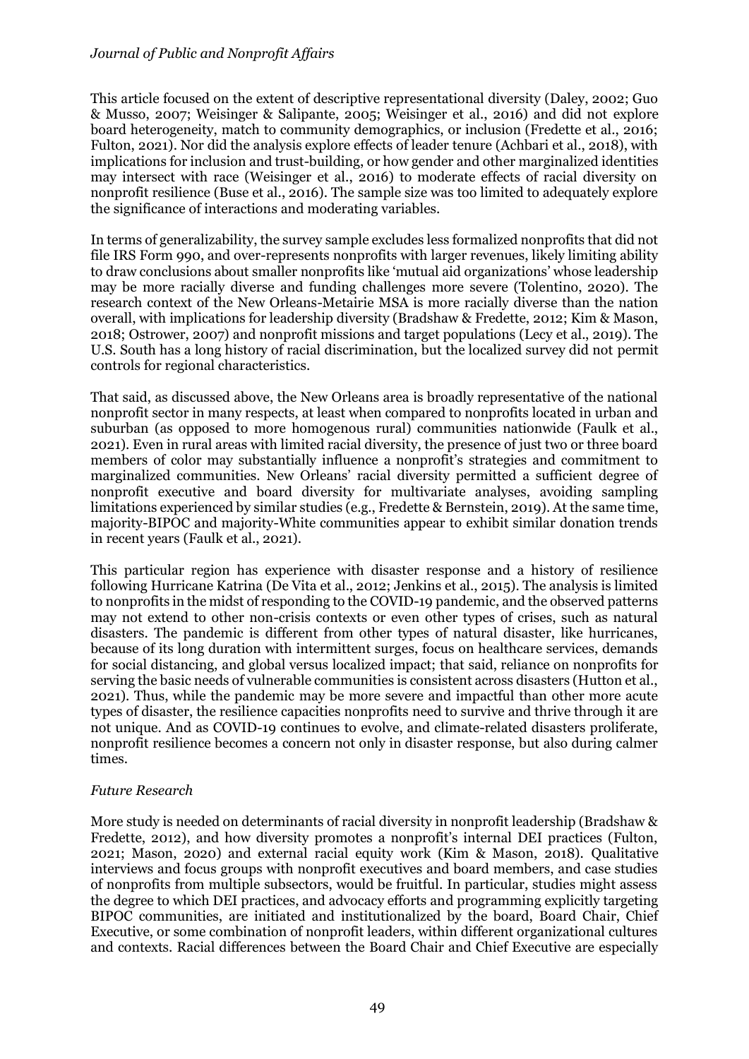This article focused on the extent of descriptive representational diversity (Daley, 2002; Guo & Musso, 2007; Weisinger & Salipante, 2005; Weisinger et al., 2016) and did not explore board heterogeneity, match to community demographics, or inclusion (Fredette et al., 2016; Fulton, 2021). Nor did the analysis explore effects of leader tenure (Achbari et al., 2018), with implications for inclusion and trust-building, or how gender and other marginalized identities may intersect with race (Weisinger et al., 2016) to moderate effects of racial diversity on nonprofit resilience (Buse et al., 2016). The sample size was too limited to adequately explore the significance of interactions and moderating variables.

In terms of generalizability, the survey sample excludes less formalized nonprofits that did not file IRS Form 990, and over-represents nonprofits with larger revenues, likely limiting ability to draw conclusions about smaller nonprofits like 'mutual aid organizations' whose leadership may be more racially diverse and funding challenges more severe (Tolentino, 2020). The research context of the New Orleans-Metairie MSA is more racially diverse than the nation overall, with implications for leadership diversity (Bradshaw & Fredette, 2012; Kim & Mason, 2018; Ostrower, 2007) and nonprofit missions and target populations (Lecy et al., 2019). The U.S. South has a long history of racial discrimination, but the localized survey did not permit controls for regional characteristics.

That said, as discussed above, the New Orleans area is broadly representative of the national nonprofit sector in many respects, at least when compared to nonprofits located in urban and suburban (as opposed to more homogenous rural) communities nationwide (Faulk et al., 2021). Even in rural areas with limited racial diversity, the presence of just two or three board members of color may substantially influence a nonprofit's strategies and commitment to marginalized communities. New Orleans' racial diversity permitted a sufficient degree of nonprofit executive and board diversity for multivariate analyses, avoiding sampling limitations experienced by similar studies (e.g., Fredette & Bernstein, 2019). At the same time, majority-BIPOC and majority-White communities appear to exhibit similar donation trends in recent years (Faulk et al., 2021).

This particular region has experience with disaster response and a history of resilience following Hurricane Katrina (De Vita et al., 2012; Jenkins et al., 2015). The analysis is limited to nonprofits in the midst of responding to the COVID-19 pandemic, and the observed patterns may not extend to other non-crisis contexts or even other types of crises, such as natural disasters. The pandemic is different from other types of natural disaster, like hurricanes, because of its long duration with intermittent surges, focus on healthcare services, demands for social distancing, and global versus localized impact; that said, reliance on nonprofits for serving the basic needs of vulnerable communities is consistent across disasters (Hutton et al., 2021). Thus, while the pandemic may be more severe and impactful than other more acute types of disaster, the resilience capacities nonprofits need to survive and thrive through it are not unique. And as COVID-19 continues to evolve, and climate-related disasters proliferate, nonprofit resilience becomes a concern not only in disaster response, but also during calmer times.

### *Future Research*

More study is needed on determinants of racial diversity in nonprofit leadership (Bradshaw & Fredette, 2012), and how diversity promotes a nonprofit's internal DEI practices (Fulton, 2021; Mason, 2020) and external racial equity work (Kim & Mason, 2018). Qualitative interviews and focus groups with nonprofit executives and board members, and case studies of nonprofits from multiple subsectors, would be fruitful. In particular, studies might assess the degree to which DEI practices, and advocacy efforts and programming explicitly targeting BIPOC communities, are initiated and institutionalized by the board, Board Chair, Chief Executive, or some combination of nonprofit leaders, within different organizational cultures and contexts. Racial differences between the Board Chair and Chief Executive are especially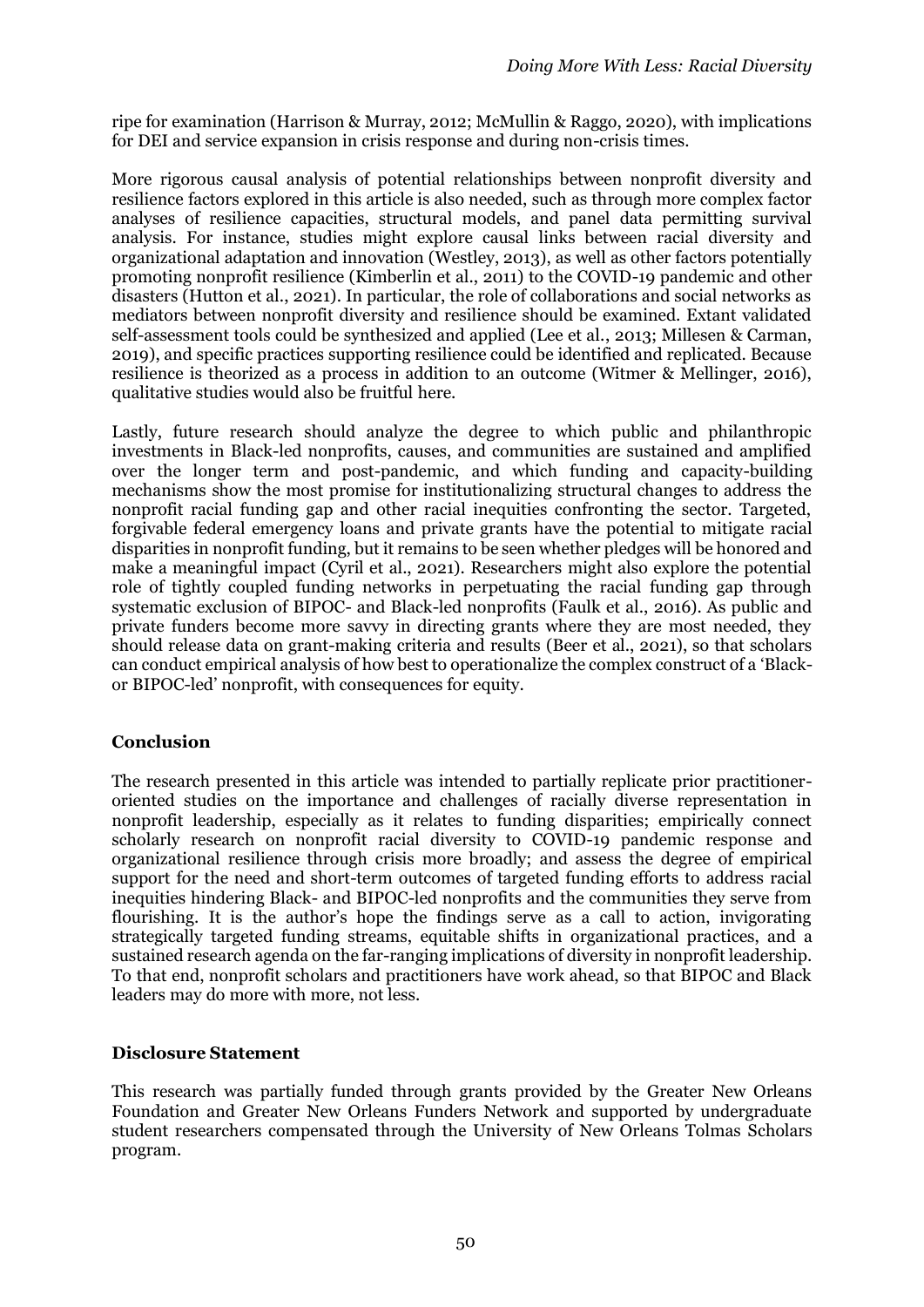ripe for examination (Harrison & Murray, 2012; McMullin & Raggo, 2020), with implications for DEI and service expansion in crisis response and during non-crisis times.

More rigorous causal analysis of potential relationships between nonprofit diversity and resilience factors explored in this article is also needed, such as through more complex factor analyses of resilience capacities, structural models, and panel data permitting survival analysis. For instance, studies might explore causal links between racial diversity and organizational adaptation and innovation (Westley, 2013), as well as other factors potentially promoting nonprofit resilience (Kimberlin et al., 2011) to the COVID-19 pandemic and other disasters (Hutton et al., 2021). In particular, the role of collaborations and social networks as mediators between nonprofit diversity and resilience should be examined. Extant validated self-assessment tools could be synthesized and applied (Lee et al., 2013; Millesen & Carman, 2019), and specific practices supporting resilience could be identified and replicated. Because resilience is theorized as a process in addition to an outcome (Witmer & Mellinger, 2016), qualitative studies would also be fruitful here.

Lastly, future research should analyze the degree to which public and philanthropic investments in Black-led nonprofits, causes, and communities are sustained and amplified over the longer term and post-pandemic, and which funding and capacity-building mechanisms show the most promise for institutionalizing structural changes to address the nonprofit racial funding gap and other racial inequities confronting the sector. Targeted, forgivable federal emergency loans and private grants have the potential to mitigate racial disparities in nonprofit funding, but it remains to be seen whether pledges will be honored and make a meaningful impact (Cyril et al., 2021). Researchers might also explore the potential role of tightly coupled funding networks in perpetuating the racial funding gap through systematic exclusion of BIPOC- and Black-led nonprofits (Faulk et al., 2016). As public and private funders become more savvy in directing grants where they are most needed, they should release data on grant-making criteria and results (Beer et al., 2021), so that scholars can conduct empirical analysis of how best to operationalize the complex construct of a 'Black- or BIPOC-led' nonprofit, with consequences for equity.

## Conclusion

The research presented in this article was intended to partially replicate prior practitioner-oriented studies on the importance and challenges of racially diverse representation in nonprofit leadership, especially as it relates to funding disparities; empirically connect scholarly research on nonprofit racial diversity to COVID-19 pandemic response and organizational resilience through crisis more broadly; and assess the degree of empirical support for the need and short-term outcomes of targeted funding efforts to address racial inequities hindering Black- and BIPOC-led nonprofits and the communities they serve from flourishing. It is the author's hope the findings serve as a call to action, invigorating strategically targeted funding streams, equitable shifts in organizational practices, and a sustained research agenda on the far-ranging implications of diversity in nonprofit leadership. To that end, nonprofit scholars and practitioners have work ahead, so that BIPOC and Black leaders may do more with more, not less.

## Disclosure Statement

This research was partially funded through grants provided by the Greater New Orleans Foundation and Greater New Orleans Funders Network and supported by undergraduate student researchers compensated through the University of New Orleans Tolmas Scholars program.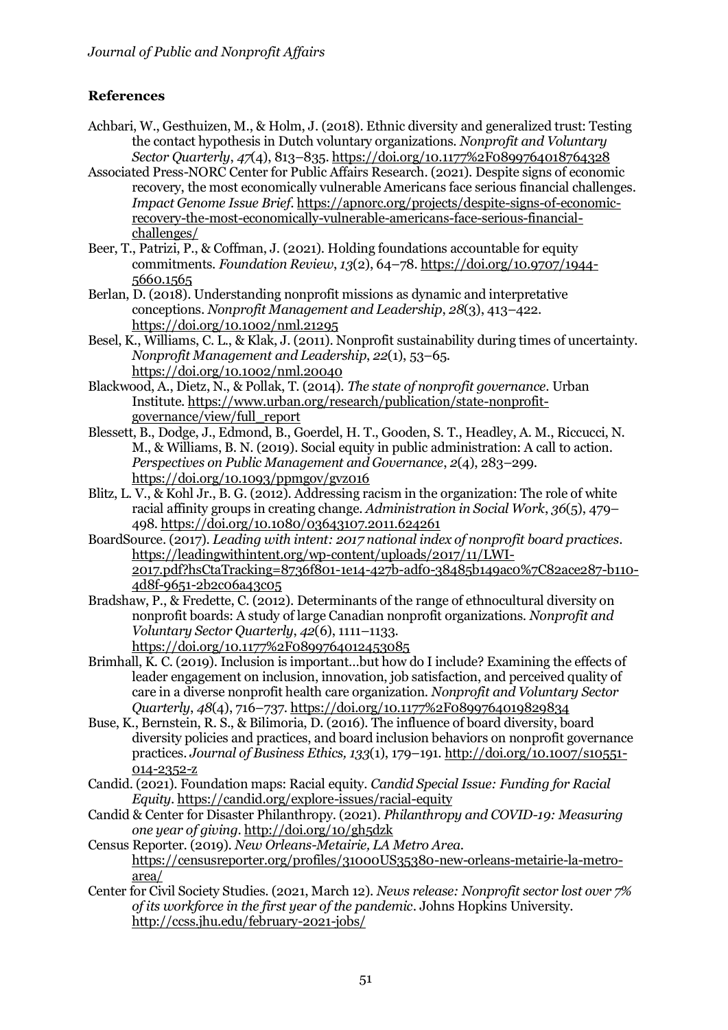## References

Achbari, W., Gesthuizen, M., & Holm, J. (2018). Ethnic diversity and generalized trust: Testing the contact hypothesis in Dutch voluntary organizations. *Nonprofit and Voluntary Sector Quarterly*, *47*(4), 813–835. https://doi.org/10.1177%2F0899764018764328

Associated Press-NORC Center for Public Affairs Research. (2021). Despite signs of economic recovery, the most economically vulnerable Americans face serious financial challenges. *Impact Genome Issue Brief*. https://apnorc.org/projects/despite-signs-of-economic-recovery-the-most-economically-vulnerable-americans-face-serious-financial-challenges/

Beer, T., Patrizi, P., & Coffman, J. (2021). Holding foundations accountable for equity commitments. *Foundation Review*, *13*(2), 64–78. https://doi.org/10.9707/1944-5660.1565

Berlan, D. (2018). Understanding nonprofit missions as dynamic and interpretative conceptions. *Nonprofit Management and Leadership*, *28*(3), 413–422. https://doi.org/10.1002/nml.21295

Besel, K., Williams, C. L., & Klak, J. (2011). Nonprofit sustainability during times of uncertainty. *Nonprofit Management and Leadership*, *22*(1), 53–65. https://doi.org/10.1002/nml.20040

Blackwood, A., Dietz, N., & Pollak, T. (2014). *The state of nonprofit governance*. Urban Institute. https://www.urban.org/research/publication/state-nonprofit-governance/view/full_report

Blessett, B., Dodge, J., Edmond, B., Goerdel, H. T., Gooden, S. T., Headley, A. M., Riccucci, N. M., & Williams, B. N. (2019). Social equity in public administration: A call to action. *Perspectives on Public Management and Governance*, *2*(4), 283–299. https://doi.org/10.1093/ppmgov/gvz016

Blitz, L. V., & Kohl Jr., B. G. (2012). Addressing racism in the organization: The role of white racial affinity groups in creating change. *Administration in Social Work*, *36*(5), 479–498. https://doi.org/10.1080/03643107.2011.624261

BoardSource. (2017). *Leading with intent: 2017 national index of nonprofit board practices*. https://leadingwithintent.org/wp-content/uploads/2017/11/LWI-2017.pdf?hsCtaTracking=8736f801-1e14-427b-adf0-38485b149ac0%7C82ace287-b110-4d8f-9651-2b2c06a43c05

Bradshaw, P., & Fredette, C. (2012). Determinants of the range of ethnocultural diversity on nonprofit boards: A study of large Canadian nonprofit organizations. *Nonprofit and Voluntary Sector Quarterly*, *42*(6), 1111–1133. https://doi.org/10.1177%2F0899764012453085

Brimhall, K. C. (2019). Inclusion is important…but how do I include? Examining the effects of leader engagement on inclusion, innovation, job satisfaction, and perceived quality of care in a diverse nonprofit health care organization. *Nonprofit and Voluntary Sector Quarterly*, *48*(4), 716–737. https://doi.org/10.1177%2F0899764019829834

Buse, K., Bernstein, R. S., & Bilimoria, D. (2016). The influence of board diversity, board diversity policies and practices, and board inclusion behaviors on nonprofit governance practices. *Journal of Business Ethics, 133*(1), 179–191. http://doi.org/10.1007/s10551-014-2352-z

Candid. (2021). Foundation maps: Racial equity. *Candid Special Issue: Funding for Racial Equity*. https://candid.org/explore-issues/racial-equity

Candid & Center for Disaster Philanthropy. (2021). *Philanthropy and COVID-19: Measuring one year of giving*. http://doi.org/10/gh5dzk

Census Reporter. (2019). *New Orleans-Metairie, LA Metro Area*. https://censusreporter.org/profiles/31000US35380-new-orleans-metairie-la-metro-area/

Center for Civil Society Studies. (2021, March 12). *News release: Nonprofit sector lost over 7% of its workforce in the first year of the pandemic*. Johns Hopkins University. http://ccss.jhu.edu/february-2021-jobs/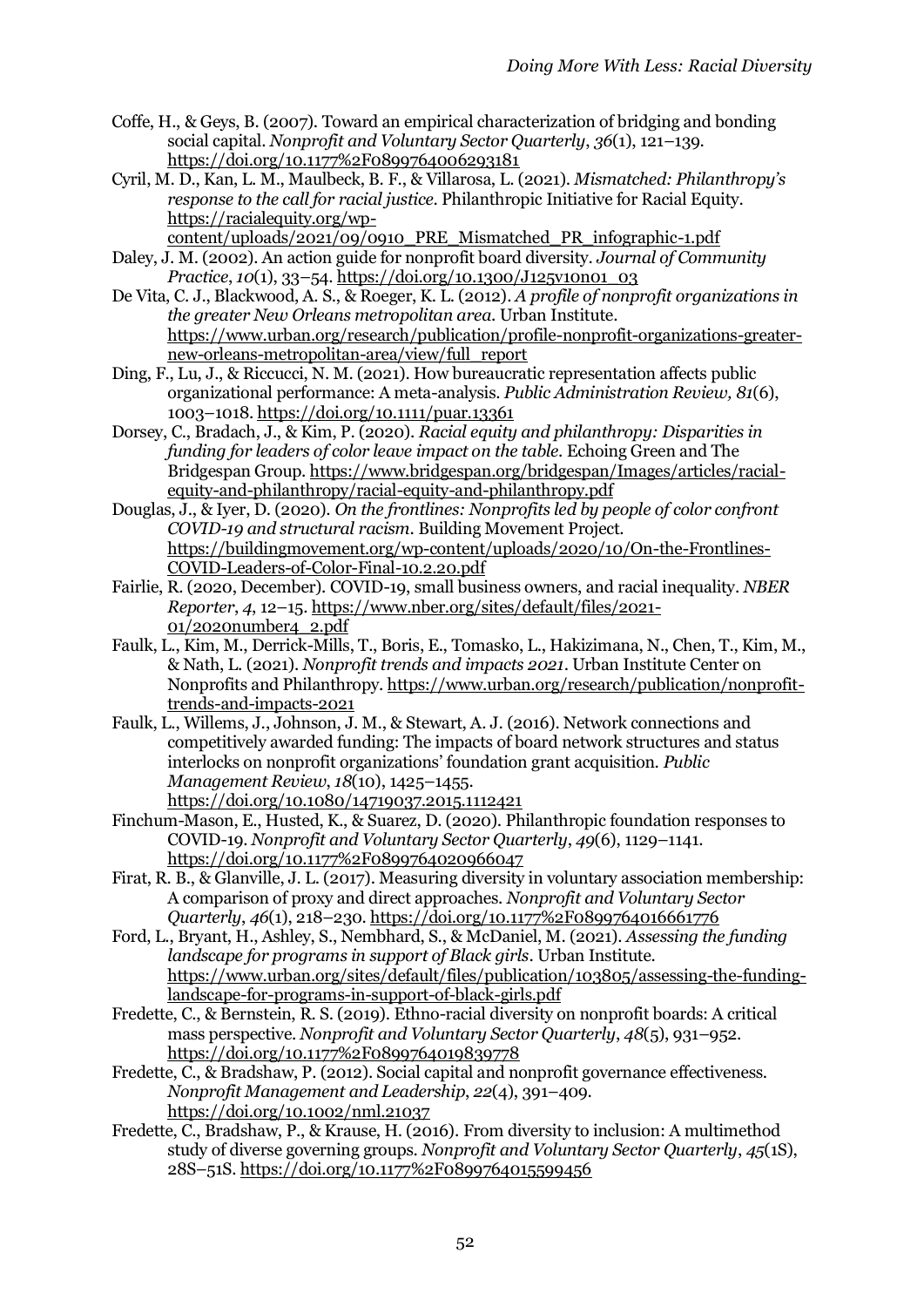Coffe, H., & Geys, B. (2007). Toward an empirical characterization of bridging and bonding social capital. *Nonprofit and Voluntary Sector Quarterly*, *36*(1), 121–139. https://doi.org/10.1177%2F0899764006293181

Cyril, M. D., Kan, L. M., Maulbeck, B. F., & Villarosa, L. (2021). *Mismatched: Philanthropy's response to the call for racial justice*. Philanthropic Initiative for Racial Equity. https://racialequity.org/wp-content/uploads/2021/09/0910_PRE_Mismatched_PR_infographic-1.pdf

Daley, J. M. (2002). An action guide for nonprofit board diversity. *Journal of Community Practice*, *10*(1), 33–54. https://doi.org/10.1300/J125v10n01_03

De Vita, C. J., Blackwood, A. S., & Roeger, K. L. (2012). *A profile of nonprofit organizations in the greater New Orleans metropolitan area*. Urban Institute. https://www.urban.org/research/publication/profile-nonprofit-organizations-greater-new-orleans-metropolitan-area/view/full_report

Ding, F., Lu, J., & Riccucci, N. M. (2021). How bureaucratic representation affects public organizational performance: A meta-analysis. *Public Administration Review, 81*(6), 1003–1018. https://doi.org/10.1111/puar.13361

Dorsey, C., Bradach, J., & Kim, P. (2020). *Racial equity and philanthropy: Disparities in funding for leaders of color leave impact on the table*. Echoing Green and The Bridgespan Group. https://www.bridgespan.org/bridgespan/Images/articles/racial-equity-and-philanthropy/racial-equity-and-philanthropy.pdf

Douglas, J., & Iyer, D. (2020). *On the frontlines: Nonprofits led by people of color confront COVID-19 and structural racism*. Building Movement Project. https://buildingmovement.org/wp-content/uploads/2020/10/On-the-Frontlines-COVID-Leaders-of-Color-Final-10.2.20.pdf

Fairlie, R. (2020, December). COVID-19, small business owners, and racial inequality. *NBER Reporter*, *4*, 12–15. https://www.nber.org/sites/default/files/2021-01/2020number4_2.pdf

Faulk, L., Kim, M., Derrick-Mills, T., Boris, E., Tomasko, L., Hakizimana, N., Chen, T., Kim, M., & Nath, L. (2021). *Nonprofit trends and impacts 2021*. Urban Institute Center on Nonprofits and Philanthropy. https://www.urban.org/research/publication/nonprofit-trends-and-impacts-2021

Faulk, L., Willems, J., Johnson, J. M., & Stewart, A. J. (2016). Network connections and competitively awarded funding: The impacts of board network structures and status interlocks on nonprofit organizations' foundation grant acquisition. *Public Management Review*, *18*(10), 1425–1455. https://doi.org/10.1080/14719037.2015.1112421

Finchum-Mason, E., Husted, K., & Suarez, D. (2020). Philanthropic foundation responses to COVID-19. *Nonprofit and Voluntary Sector Quarterly*, *49*(6), 1129–1141. https://doi.org/10.1177%2F0899764020966047

Firat, R. B., & Glanville, J. L. (2017). Measuring diversity in voluntary association membership: A comparison of proxy and direct approaches. *Nonprofit and Voluntary Sector Quarterly*, *46*(1), 218–230. https://doi.org/10.1177%2F0899764016661776

Ford, L., Bryant, H., Ashley, S., Nembhard, S., & McDaniel, M. (2021). *Assessing the funding landscape for programs in support of Black girls*. Urban Institute. https://www.urban.org/sites/default/files/publication/103805/assessing-the-funding-landscape-for-programs-in-support-of-black-girls.pdf

Fredette, C., & Bernstein, R. S. (2019). Ethno-racial diversity on nonprofit boards: A critical mass perspective. *Nonprofit and Voluntary Sector Quarterly*, *48*(5), 931–952. https://doi.org/10.1177%2F0899764019839778

Fredette, C., & Bradshaw, P. (2012). Social capital and nonprofit governance effectiveness. *Nonprofit Management and Leadership*, *22*(4), 391–409. https://doi.org/10.1002/nml.21037

Fredette, C., Bradshaw, P., & Krause, H. (2016). From diversity to inclusion: A multimethod study of diverse governing groups. *Nonprofit and Voluntary Sector Quarterly*, *45*(1S), 28S–51S. https://doi.org/10.1177%2F0899764015599456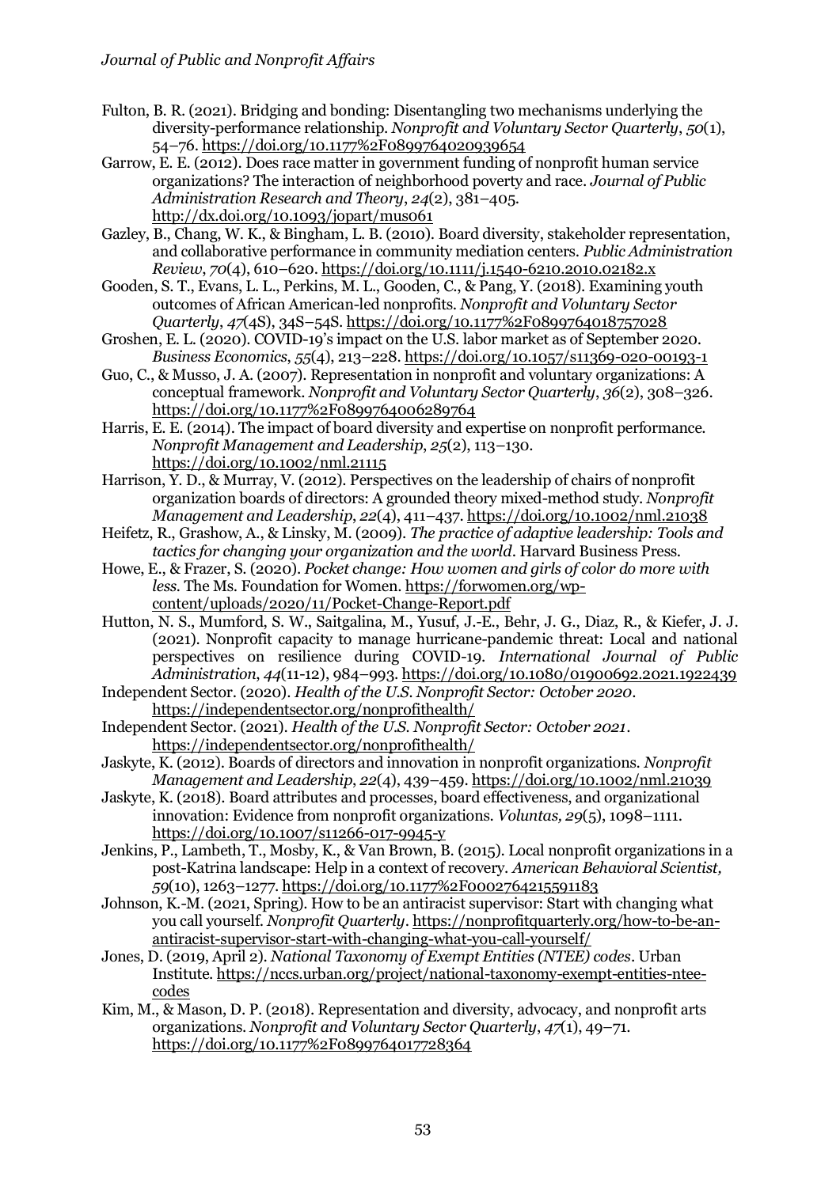Fulton, B. R. (2021). Bridging and bonding: Disentangling two mechanisms underlying the diversity-performance relationship. *Nonprofit and Voluntary Sector Quarterly*, *50*(1), 54–76. https://doi.org/10.1177%2F0899764020939654

Garrow, E. E. (2012). Does race matter in government funding of nonprofit human service organizations? The interaction of neighborhood poverty and race. *Journal of Public Administration Research and Theory*, *24*(2), 381–405. http://dx.doi.org/10.1093/jopart/mus061

Gazley, B., Chang, W. K., & Bingham, L. B. (2010). Board diversity, stakeholder representation, and collaborative performance in community mediation centers. *Public Administration Review*, *70*(4), 610–620. https://doi.org/10.1111/j.1540-6210.2010.02182.x

Gooden, S. T., Evans, L. L., Perkins, M. L., Gooden, C., & Pang, Y. (2018). Examining youth outcomes of African American-led nonprofits. *Nonprofit and Voluntary Sector Quarterly*, *47*(4S), 34S–54S. https://doi.org/10.1177%2F0899764018757028

Groshen, E. L. (2020). COVID-19's impact on the U.S. labor market as of September 2020. *Business Economics*, *55*(4), 213–228. https://doi.org/10.1057/s11369-020-00193-1

Guo, C., & Musso, J. A. (2007). Representation in nonprofit and voluntary organizations: A conceptual framework. *Nonprofit and Voluntary Sector Quarterly*, *36*(2), 308–326. https://doi.org/10.1177%2F0899764006289764

Harris, E. E. (2014). The impact of board diversity and expertise on nonprofit performance. *Nonprofit Management and Leadership*, *25*(2), 113–130. https://doi.org/10.1002/nml.21115

Harrison, Y. D., & Murray, V. (2012). Perspectives on the leadership of chairs of nonprofit organization boards of directors: A grounded theory mixed-method study. *Nonprofit Management and Leadership*, *22*(4), 411–437. https://doi.org/10.1002/nml.21038

Heifetz, R., Grashow, A., & Linsky, M. (2009). *The practice of adaptive leadership: Tools and tactics for changing your organization and the world*. Harvard Business Press.

Howe, E., & Frazer, S. (2020). *Pocket change: How women and girls of color do more with less*. The Ms. Foundation for Women. https://forwomen.org/wp-content/uploads/2020/11/Pocket-Change-Report.pdf

Hutton, N. S., Mumford, S. W., Saitgalina, M., Yusuf, J.-E., Behr, J. G., Diaz, R., & Kiefer, J. J. (2021). Nonprofit capacity to manage hurricane-pandemic threat: Local and national perspectives on resilience during COVID-19. *International Journal of Public Administration*, *44*(11-12), 984–993. https://doi.org/10.1080/01900692.2021.1922439

Independent Sector. (2020). *Health of the U.S. Nonprofit Sector: October 2020*. https://independentsector.org/nonprofithealth/

Independent Sector. (2021). *Health of the U.S. Nonprofit Sector: October 2021*. https://independentsector.org/nonprofithealth/

Jaskyte, K. (2012). Boards of directors and innovation in nonprofit organizations. *Nonprofit Management and Leadership*, *22*(4), 439–459. https://doi.org/10.1002/nml.21039

Jaskyte, K. (2018). Board attributes and processes, board effectiveness, and organizational innovation: Evidence from nonprofit organizations. *Voluntas, 29*(5), 1098–1111. https://doi.org/10.1007/s11266-017-9945-y

Jenkins, P., Lambeth, T., Mosby, K., & Van Brown, B. (2015). Local nonprofit organizations in a post-Katrina landscape: Help in a context of recovery. *American Behavioral Scientist, 59*(10), 1263–1277. https://doi.org/10.1177%2F0002764215591183

Johnson, K.-M. (2021, Spring). How to be an antiracist supervisor: Start with changing what you call yourself. *Nonprofit Quarterly*. https://nonprofitquarterly.org/how-to-be-an-antiracist-supervisor-start-with-changing-what-you-call-yourself/

Jones, D. (2019, April 2). *National Taxonomy of Exempt Entities (NTEE) codes*. Urban Institute. https://nccs.urban.org/project/national-taxonomy-exempt-entities-ntee-codes

Kim, M., & Mason, D. P. (2018). Representation and diversity, advocacy, and nonprofit arts organizations. *Nonprofit and Voluntary Sector Quarterly*, *47*(1), 49–71. https://doi.org/10.1177%2F0899764017728364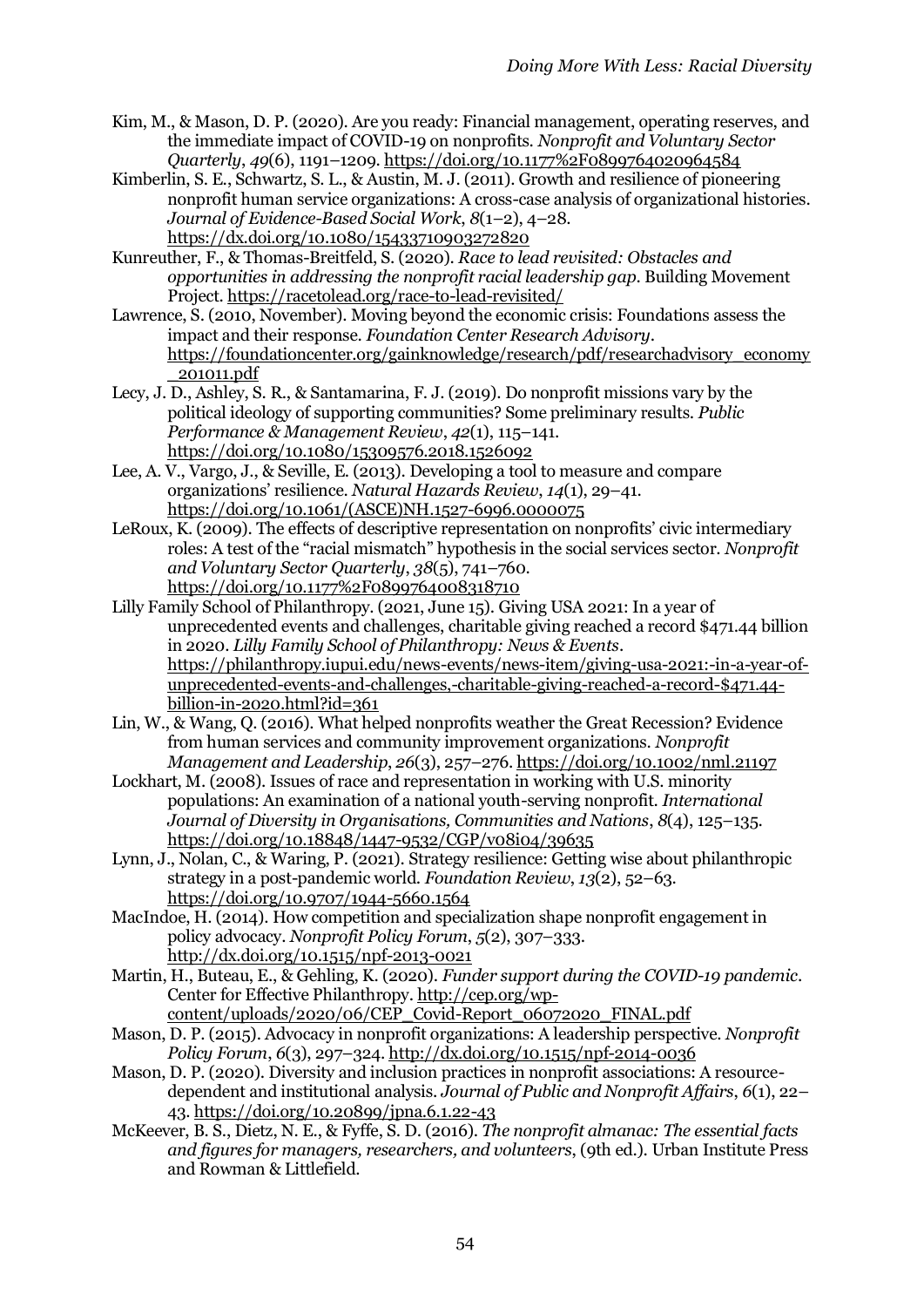Kim, M., & Mason, D. P. (2020). Are you ready: Financial management, operating reserves, and the immediate impact of COVID-19 on nonprofits. *Nonprofit and Voluntary Sector Quarterly*, *49*(6), 1191–1209. https://doi.org/10.1177%2F0899764020964584

Kimberlin, S. E., Schwartz, S. L., & Austin, M. J. (2011). Growth and resilience of pioneering nonprofit human service organizations: A cross-case analysis of organizational histories. *Journal of Evidence-Based Social Work*, *8*(1–2), 4–28. https://dx.doi.org/10.1080/15433710903272820

Kunreuther, F., & Thomas-Breitfeld, S. (2020). *Race to lead revisited: Obstacles and opportunities in addressing the nonprofit racial leadership gap*. Building Movement Project. https://racetolead.org/race-to-lead-revisited/

Lawrence, S. (2010, November). Moving beyond the economic crisis: Foundations assess the impact and their response. *Foundation Center Research Advisory*. https://foundationcenter.org/gainknowledge/research/pdf/researchadvisory_economy_201011.pdf

Lecy, J. D., Ashley, S. R., & Santamarina, F. J. (2019). Do nonprofit missions vary by the political ideology of supporting communities? Some preliminary results. *Public Performance & Management Review*, *42*(1), 115–141. https://doi.org/10.1080/15309576.2018.1526092

Lee, A. V., Vargo, J., & Seville, E. (2013). Developing a tool to measure and compare organizations' resilience. *Natural Hazards Review*, *14*(1), 29–41. https://doi.org/10.1061/(ASCE)NH.1527-6996.0000075

LeRoux, K. (2009). The effects of descriptive representation on nonprofits' civic intermediary roles: A test of the "racial mismatch" hypothesis in the social services sector. *Nonprofit and Voluntary Sector Quarterly*, *38*(5), 741–760. https://doi.org/10.1177%2F0899764008318710

Lilly Family School of Philanthropy. (2021, June 15). Giving USA 2021: In a year of unprecedented events and challenges, charitable giving reached a record $471.44 billion in 2020. *Lilly Family School of Philanthropy: News & Events*. https://philanthropy.iupui.edu/news-events/news-item/giving-usa-2021:-in-a-year-of-unprecedented-events-and-challenges,-charitable-giving-reached-a-record-$471.44-billion-in-2020.html?id=361

Lin, W., & Wang, Q. (2016). What helped nonprofits weather the Great Recession? Evidence from human services and community improvement organizations. *Nonprofit Management and Leadership*, *26*(3), 257–276. https://doi.org/10.1002/nml.21197

Lockhart, M. (2008). Issues of race and representation in working with U.S. minority populations: An examination of a national youth-serving nonprofit. *International Journal of Diversity in Organisations, Communities and Nations*, *8*(4), 125–135. https://doi.org/10.18848/1447-9532/CGP/v08i04/39635

Lynn, J., Nolan, C., & Waring, P. (2021). Strategy resilience: Getting wise about philanthropic strategy in a post-pandemic world. *Foundation Review*, *13*(2), 52–63. https://doi.org/10.9707/1944-5660.1564

MacIndoe, H. (2014). How competition and specialization shape nonprofit engagement in policy advocacy. *Nonprofit Policy Forum*, *5*(2), 307–333. http://dx.doi.org/10.1515/npf-2013-0021

Martin, H., Buteau, E., & Gehling, K. (2020). *Funder support during the COVID-19 pandemic*. Center for Effective Philanthropy. http://cep.org/wp-content/uploads/2020/06/CEP_Covid-Report_06072020_FINAL.pdf

Mason, D. P. (2015). Advocacy in nonprofit organizations: A leadership perspective. *Nonprofit Policy Forum*, *6*(3), 297–324. http://dx.doi.org/10.1515/npf-2014-0036

Mason, D. P. (2020). Diversity and inclusion practices in nonprofit associations: A resource-dependent and institutional analysis. *Journal of Public and Nonprofit Affairs*, *6*(1), 22–43. https://doi.org/10.20899/jpna.6.1.22-43

McKeever, B. S., Dietz, N. E., & Fyffe, S. D. (2016). *The nonprofit almanac: The essential facts and figures for managers, researchers, and volunteers*, (9th ed.). Urban Institute Press and Rowman & Littlefield.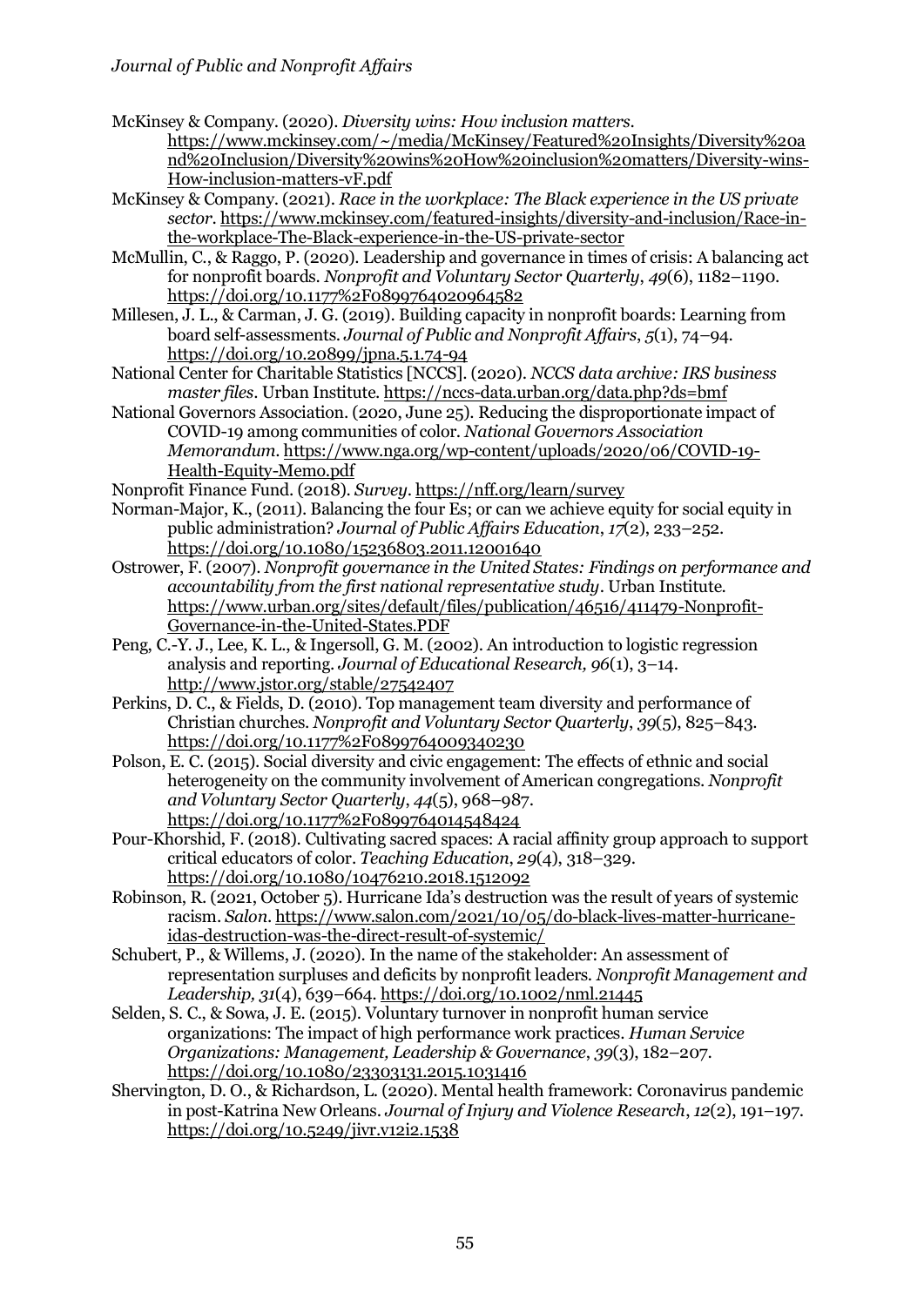McKinsey & Company. (2020). *Diversity wins: How inclusion matters*. https://www.mckinsey.com/~/media/McKinsey/Featured%20Insights/Diversity%20and%20Inclusion/Diversity%20wins%20How%20inclusion%20matters/Diversity-wins-How-inclusion-matters-vF.pdf

McKinsey & Company. (2021). *Race in the workplace: The Black experience in the US private sector*. https://www.mckinsey.com/featured-insights/diversity-and-inclusion/Race-in-the-workplace-The-Black-experience-in-the-US-private-sector

McMullin, C., & Raggo, P. (2020). Leadership and governance in times of crisis: A balancing act for nonprofit boards. *Nonprofit and Voluntary Sector Quarterly*, *49*(6), 1182–1190. https://doi.org/10.1177%2F0899764020964582

Millesen, J. L., & Carman, J. G. (2019). Building capacity in nonprofit boards: Learning from board self-assessments. *Journal of Public and Nonprofit Affairs*, *5*(1), 74–94. https://doi.org/10.20899/jpna.5.1.74-94

National Center for Charitable Statistics [NCCS]. (2020). *NCCS data archive: IRS business master files*. Urban Institute. https://nccs-data.urban.org/data.php?ds=bmf

National Governors Association. (2020, June 25). Reducing the disproportionate impact of COVID-19 among communities of color. *National Governors Association Memorandum*. https://www.nga.org/wp-content/uploads/2020/06/COVID-19-Health-Equity-Memo.pdf

Nonprofit Finance Fund. (2018). *Survey*. https://nff.org/learn/survey

Norman-Major, K., (2011). Balancing the four Es; or can we achieve equity for social equity in public administration? *Journal of Public Affairs Education*, *17*(2), 233–252. https://doi.org/10.1080/15236803.2011.12001640

Ostrower, F. (2007). *Nonprofit governance in the United States: Findings on performance and accountability from the first national representative study*. Urban Institute. https://www.urban.org/sites/default/files/publication/46516/411479-Nonprofit-Governance-in-the-United-States.PDF

Peng, C.-Y. J., Lee, K. L., & Ingersoll, G. M. (2002). An introduction to logistic regression analysis and reporting. *Journal of Educational Research, 96*(1), 3–14. http://www.jstor.org/stable/27542407

Perkins, D. C., & Fields, D. (2010). Top management team diversity and performance of Christian churches. *Nonprofit and Voluntary Sector Quarterly*, *39*(5), 825–843. https://doi.org/10.1177%2F0899764009340230

Polson, E. C. (2015). Social diversity and civic engagement: The effects of ethnic and social heterogeneity on the community involvement of American congregations. *Nonprofit and Voluntary Sector Quarterly*, *44*(5), 968–987. https://doi.org/10.1177%2F0899764014548424

Pour-Khorshid, F. (2018). Cultivating sacred spaces: A racial affinity group approach to support critical educators of color. *Teaching Education*, *29*(4), 318–329. https://doi.org/10.1080/10476210.2018.1512092

Robinson, R. (2021, October 5). Hurricane Ida's destruction was the result of years of systemic racism. *Salon*. https://www.salon.com/2021/10/05/do-black-lives-matter-hurricane-idas-destruction-was-the-direct-result-of-systemic/

Schubert, P., & Willems, J. (2020). In the name of the stakeholder: An assessment of representation surpluses and deficits by nonprofit leaders. *Nonprofit Management and Leadership, 31*(4), 639–664. https://doi.org/10.1002/nml.21445

Selden, S. C., & Sowa, J. E. (2015). Voluntary turnover in nonprofit human service organizations: The impact of high performance work practices. *Human Service Organizations: Management, Leadership & Governance*, *39*(3), 182–207. https://doi.org/10.1080/23303131.2015.1031416

Shervington, D. O., & Richardson, L. (2020). Mental health framework: Coronavirus pandemic in post-Katrina New Orleans. *Journal of Injury and Violence Research*, *12*(2), 191–197. https://doi.org/10.5249/jivr.v12i2.1538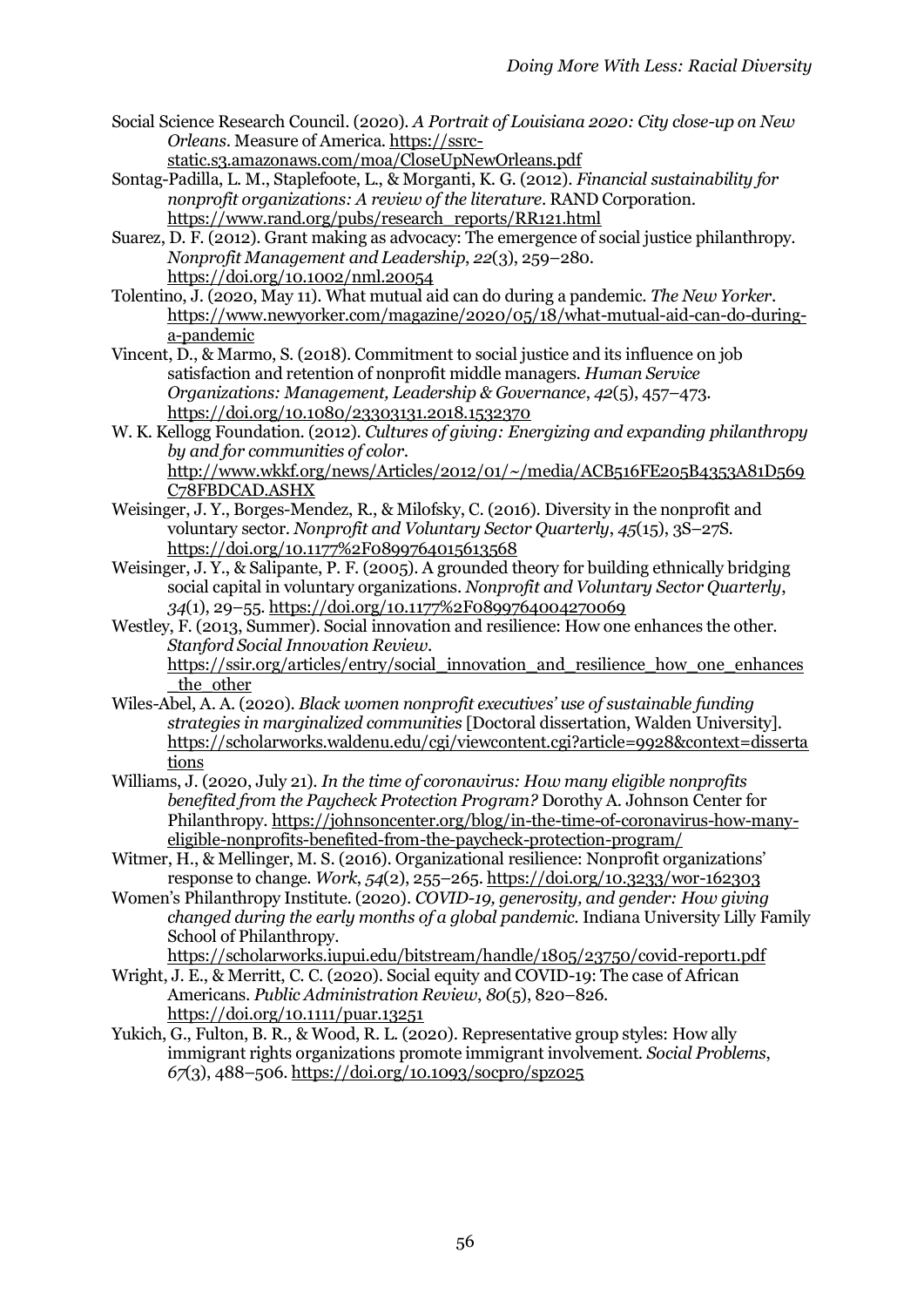Social Science Research Council. (2020). *A Portrait of Louisiana 2020: City close-up on New Orleans*. Measure of America. https://ssrc-static.s3.amazonaws.com/moa/CloseUpNewOrleans.pdf

Sontag-Padilla, L. M., Staplefoote, L., & Morganti, K. G. (2012). *Financial sustainability for nonprofit organizations: A review of the literature*. RAND Corporation. https://www.rand.org/pubs/research_reports/RR121.html

Suarez, D. F. (2012). Grant making as advocacy: The emergence of social justice philanthropy. *Nonprofit Management and Leadership*, *22*(3), 259–280. https://doi.org/10.1002/nml.20054

Tolentino, J. (2020, May 11). What mutual aid can do during a pandemic. *The New Yorker*. https://www.newyorker.com/magazine/2020/05/18/what-mutual-aid-can-do-during-a-pandemic

Vincent, D., & Marmo, S. (2018). Commitment to social justice and its influence on job satisfaction and retention of nonprofit middle managers. *Human Service Organizations: Management, Leadership & Governance*, *42*(5), 457–473. https://doi.org/10.1080/23303131.2018.1532370

W. K. Kellogg Foundation. (2012). *Cultures of giving: Energizing and expanding philanthropy by and for communities of color*. http://www.wkkf.org/news/Articles/2012/01/~/media/ACB516FE205B4353A81D569C78FBDCAD.ASHX

Weisinger, J. Y., Borges-Mendez, R., & Milofsky, C. (2016). Diversity in the nonprofit and voluntary sector. *Nonprofit and Voluntary Sector Quarterly*, *45*(15), 3S–27S. https://doi.org/10.1177%2F0899764015613568

Weisinger, J. Y., & Salipante, P. F. (2005). A grounded theory for building ethnically bridging social capital in voluntary organizations. *Nonprofit and Voluntary Sector Quarterly*, *34*(1), 29–55. https://doi.org/10.1177%2F0899764004270069

Westley, F. (2013, Summer). Social innovation and resilience: How one enhances the other. *Stanford Social Innovation Review*. https://ssir.org/articles/entry/social_innovation_and_resilience_how_one_enhances_the_other

Wiles-Abel, A. A. (2020). *Black women nonprofit executives' use of sustainable funding strategies in marginalized communities* [Doctoral dissertation, Walden University]. https://scholarworks.waldenu.edu/cgi/viewcontent.cgi?article=9928&context=dissertations

Williams, J. (2020, July 21). *In the time of coronavirus: How many eligible nonprofits benefited from the Paycheck Protection Program?* Dorothy A. Johnson Center for Philanthropy. https://johnsoncenter.org/blog/in-the-time-of-coronavirus-how-many-eligible-nonprofits-benefited-from-the-paycheck-protection-program/

Witmer, H., & Mellinger, M. S. (2016). Organizational resilience: Nonprofit organizations' response to change. *Work*, *54*(2), 255–265. https://doi.org/10.3233/wor-162303

Women's Philanthropy Institute. (2020). *COVID-19, generosity, and gender: How giving changed during the early months of a global pandemic*. Indiana University Lilly Family School of Philanthropy. https://scholarworks.iupui.edu/bitstream/handle/1805/23750/covid-report1.pdf

Wright, J. E., & Merritt, C. C. (2020). Social equity and COVID-19: The case of African Americans. *Public Administration Review*, *80*(5), 820–826. https://doi.org/10.1111/puar.13251

Yukich, G., Fulton, B. R., & Wood, R. L. (2020). Representative group styles: How ally immigrant rights organizations promote immigrant involvement. *Social Problems*, *67*(3), 488–506. https://doi.org/10.1093/socpro/spz025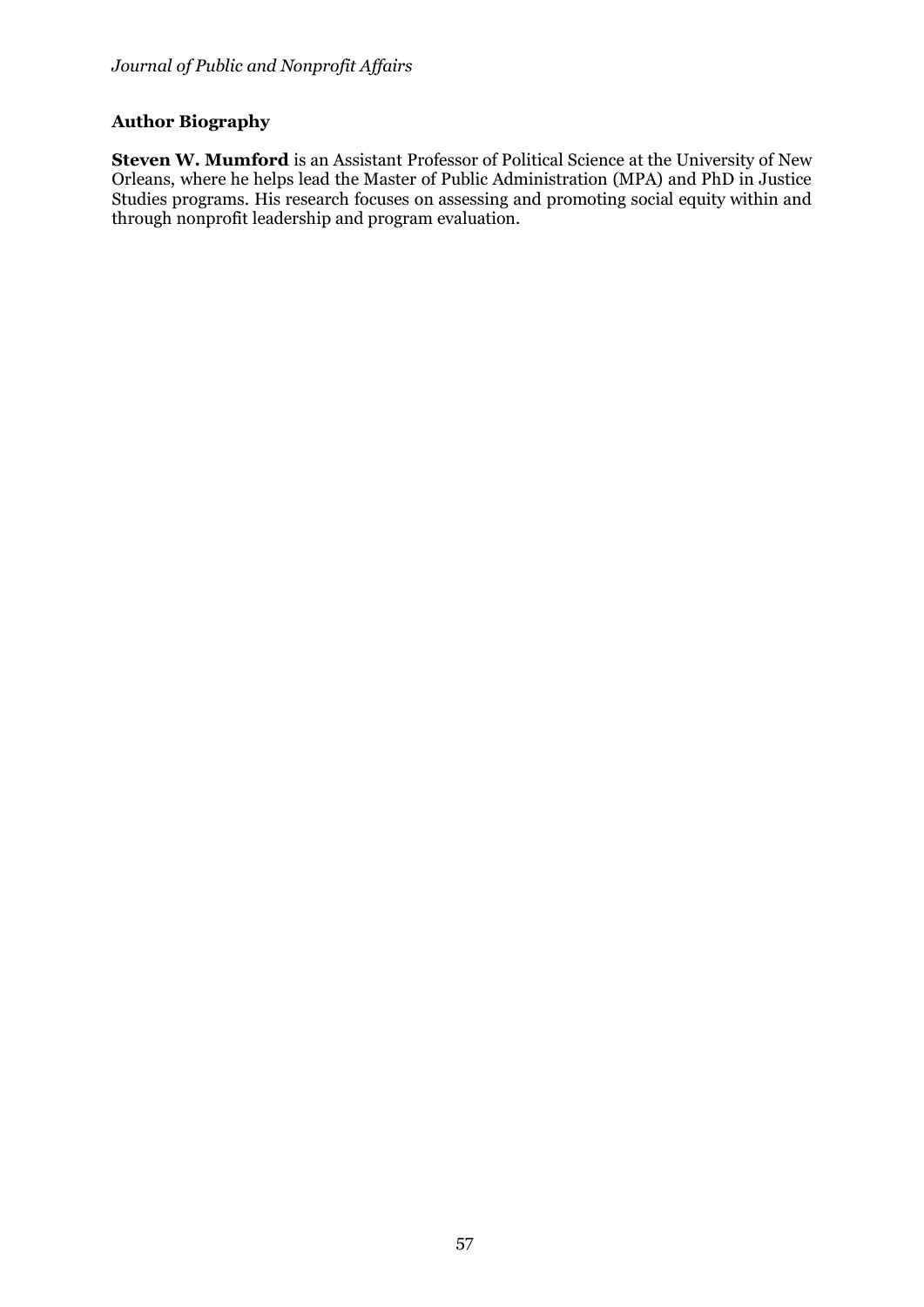## Author Biography

**Steven W. Mumford** is an Assistant Professor of Political Science at the University of New Orleans, where he helps lead the Master of Public Administration (MPA) and PhD in Justice Studies programs. His research focuses on assessing and promoting social equity within and through nonprofit leadership and program evaluation.